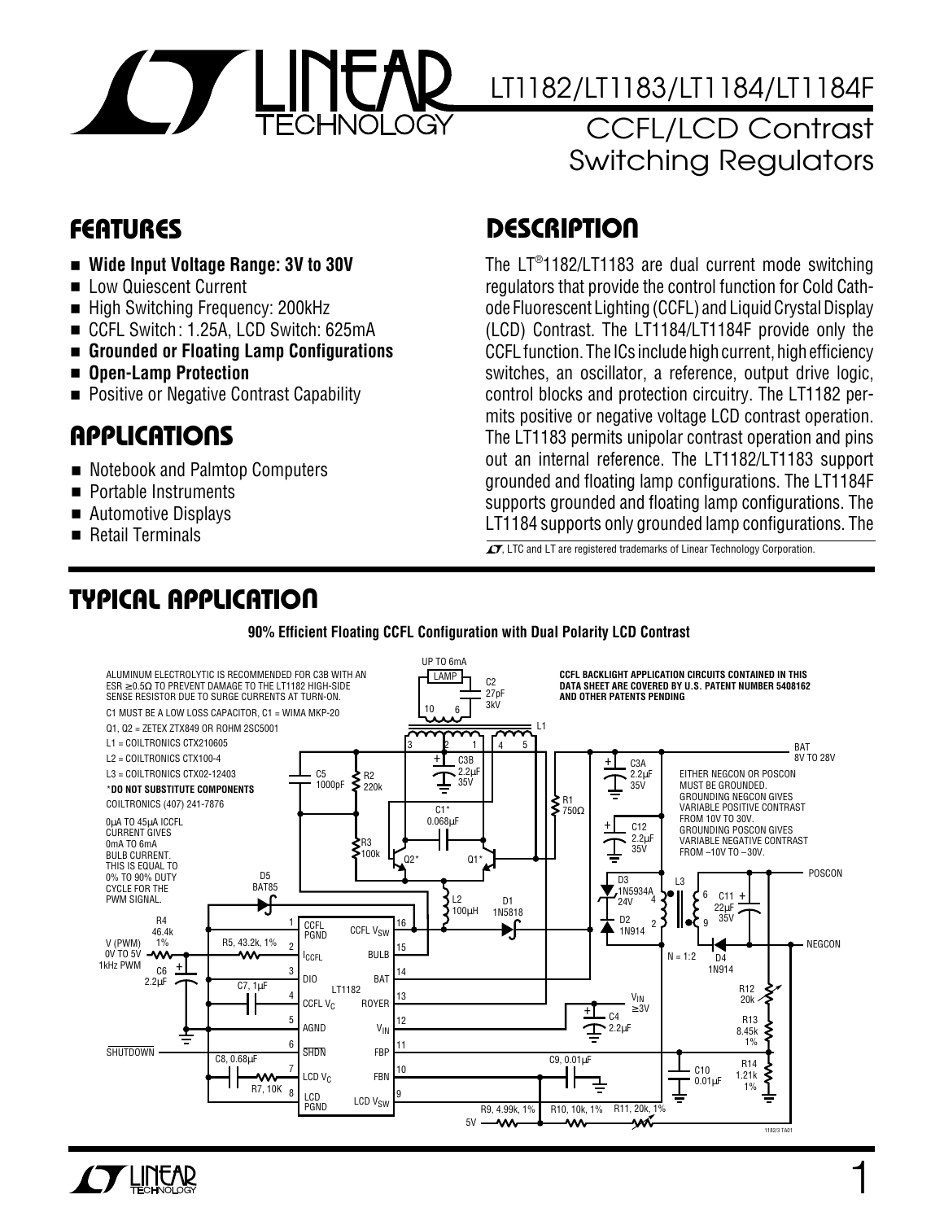# LT1182/LT1183/LT1184/LT1184F

## CCFL/LCD Contrast Switching Regulators

## FEATURES

- **Wide Input Voltage Range: 3V to 30V**
- Low Quiescent Current
- High Switching Frequency: 200kHz
- CCFL Switch: 1.25A, LCD Switch: 625mA
- **Grounded or Floating Lamp Configurations**
- **Open-Lamp Protection**
- Positive or Negative Contrast Capability

## APPLICATIONS

- Notebook and Palmtop Computers
- Portable Instruments
- Automotive Displays
- Retail Terminals

## DESCRIPTION

The LT®1182/LT1183 are dual current mode switching regulators that provide the control function for Cold Cathode Fluorescent Lighting (CCFL) and Liquid Crystal Display (LCD) Contrast. The LT1184/LT1184F provide only the CCFL function. The ICs include high current, high efficiency switches, an oscillator, a reference, output drive logic, control blocks and protection circuitry. The LT1182 permits positive or negative voltage LCD contrast operation. The LT1183 permits unipolar contrast operation and pins out an internal reference. The LT1182/LT1183 support grounded and floating lamp configurations. The LT1184F supports grounded and floating lamp configurations. The LT1184 supports only grounded lamp configurations. The

LTC and LT are registered trademarks of Linear Technology Corporation.

## TYPICAL APPLICATION

**90% Efficient Floating CCFL Configuration with Dual Polarity LCD Contrast**

ALUMINUM ELECTROLYTIC IS RECOMMENDED FOR C3B WITH AN ESR ≥0.5Ω TO PREVENT DAMAGE TO THE LT1182 HIGH-SIDE SENSE RESISTOR DUE TO SURGE CURRENTS AT TURN-ON.
C1 MUST BE A LOW LOSS CAPACITOR, C1 = WIMA MKP-20
Q1, Q2 = ZETEX ZTX849 OR ROHM 2SC5001
L1 = COILTRONICS CTX210605
L2 = COILTRONICS CTX100-4
L3 = COILTRONICS CTX02-12403
*DO NOT SUBSTITUTE COMPONENTS
COILTRONICS (407) 241-7876

0μA TO 45μA ICCFL CURRENT GIVES 0mA TO 6mA BULB CURRENT. THIS IS EQUAL TO 0% TO 90% DUTY CYCLE FOR THE PWM SIGNAL.

CCFL BACKLIGHT APPLICATION CIRCUITS CONTAINED IN THIS DATA SHEET ARE COVERED BY U.S. PATENT NUMBER 5408162 AND OTHER PATENTS PENDING

EITHER NEGCON OR POSCON MUST BE GROUNDED. GROUNDING NEGCON GIVES VARIABLE POSITIVE CONTRAST FROM 10V TO 30V. GROUNDING POSCON GIVES VARIABLE NEGATIVE CONTRAST FROM –10V TO –30V.

Schematic labels: UP TO 6mA, LAMP, C2 27pF 3kV, L1, BAT 8V TO 28V, C5 1000pF, R2 220k, C3B 2.2μF 35V, C3A 2.2μF 35V, R1 750Ω, C1* 0.068μF, C12 2.2μF 35V, R3 100k, Q2*, Q1*, D5 BAT85, L2 100μH, D1 1N5818, D3 1N5934A 24V, L3, C11 22μF 35V, POSCON, D2 1N914, N = 1:2, D4 1N914, NEGCON, R4 46.4k 1%, V (PWM) 0V TO 5V 1kHz PWM, C6 2.2μF, R5 43.2k 1%, C7 1μF, LT1182, SHUTDOWN, C8 0.68μF, R7 10K, $V_{IN}$ ≥3V, C4 2.2μF, C9 0.01μF, C10 0.01μF, R12 20k, R13 8.45k 1%, R14 1.21k 1%, R9 4.99k 1%, R10 10k 1%, R11 20k 1%, 5V.

LT1182 pins: 1 CCFL PGND, 2 $I_{CCFL}$, 3 DIO, 4 CCFL $V_C$, 5 AGND, 6 $\overline{SHDN}$, 7 LCD $V_C$, 8 LCD PGND, 9 LCD $V_{SW}$, 10 FBN, 11 FBP, 12 $V_{IN}$, 13 ROYER, 14 BAT, 15 BULB, 16 CCFL $V_{SW}$.

1182/3 TA01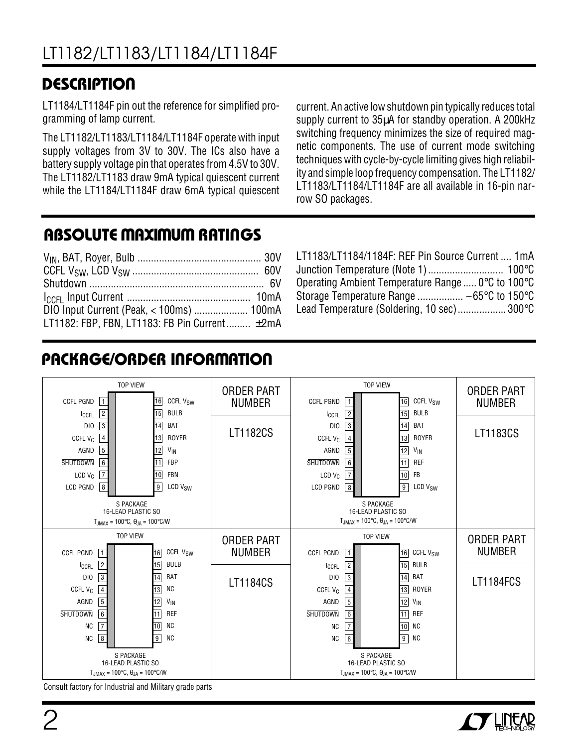## DESCRIPTION

LT1184/LT1184F pin out the reference for simplified programming of lamp current.

The LT1182/LT1183/LT1184/LT1184F operate with input supply voltages from 3V to 30V. The ICs also have a battery supply voltage pin that operates from 4.5V to 30V. The LT1182/LT1183 draw 9mA typical quiescent current while the LT1184/LT1184F draw 6mA typical quiescent current. An active low shutdown pin typically reduces total supply current to 35µA for standby operation. A 200kHz switching frequency minimizes the size of required magnetic components. The use of current mode switching techniques with cycle-by-cycle limiting gives high reliability and simple loop frequency compensation. The LT1182/LT1183/LT1184/LT1184F are all available in 16-pin narrow SO packages.

## ABSOLUTE MAXIMUM RATINGS

$V_{IN}$, BAT, Royer, Bulb ............................................. 30V
CCFL $V_{SW}$, LCD $V_{SW}$ .............................................. 60V
Shutdown ................................................................ 6V
$I_{CCFL}$ Input Current ............................................. 10mA
DIO Input Current (Peak, < 100ms) .................... 100mA
LT1182: FBP, FBN, LT1183: FB Pin Current......... ±2mA
LT1183/LT1184/1184F: REF Pin Source Current .... 1mA
Junction Temperature (Note 1)............................ 100°C
Operating Ambient Temperature Range ..... 0°C to 100°C
Storage Temperature Range ................. –65°C to 150°C
Lead Temperature (Soldering, 10 sec).................. 300°C

## PACKAGE/ORDER INFORMATION

**LT1182CS** — TOP VIEW, S PACKAGE 16-LEAD PLASTIC SO, $T_{JMAX}$ = 100°C, $\theta_{JA}$ = 100°C/W

| Pin | Name | Pin | Name |
|---|---|---|---|
| 1 | CCFL PGND | 16 | CCFL $V_{SW}$ |
| 2 | $I_{CCFL}$ | 15 | BULB |
| 3 | DIO | 14 | BAT |
| 4 | CCFL $V_C$ | 13 | ROYER |
| 5 | AGND | 12 | $V_{IN}$ |
| 6 | SHUTDOWN | 11 | FBP |
| 7 | LCD $V_C$ | 10 | FBN |
| 8 | LCD PGND | 9 | LCD $V_{SW}$ |

**LT1183CS** — TOP VIEW, S PACKAGE 16-LEAD PLASTIC SO, $T_{JMAX}$ = 100°C, $\theta_{JA}$ = 100°C/W

| Pin | Name | Pin | Name |
|---|---|---|---|
| 1 | CCFL PGND | 16 | CCFL $V_{SW}$ |
| 2 | $I_{CCFL}$ | 15 | BULB |
| 3 | DIO | 14 | BAT |
| 4 | CCFL $V_C$ | 13 | ROYER |
| 5 | AGND | 12 | $V_{IN}$ |
| 6 | SHUTDOWN | 11 | REF |
| 7 | LCD $V_C$ | 10 | FB |
| 8 | LCD PGND | 9 | LCD $V_{SW}$ |

**LT1184CS** — TOP VIEW, S PACKAGE 16-LEAD PLASTIC SO, $T_{JMAX}$ = 100°C, $\theta_{JA}$ = 100°C/W

| Pin | Name | Pin | Name |
|---|---|---|---|
| 1 | CCFL PGND | 16 | CCFL $V_{SW}$ |
| 2 | $I_{CCFL}$ | 15 | BULB |
| 3 | DIO | 14 | BAT |
| 4 | CCFL $V_C$ | 13 | NC |
| 5 | AGND | 12 | $V_{IN}$ |
| 6 | SHUTDOWN | 11 | REF |
| 7 | NC | 10 | NC |
| 8 | NC | 9 | NC |

**LT1184FCS** — TOP VIEW, S PACKAGE 16-LEAD PLASTIC SO, $T_{JMAX}$ = 100°C, $\theta_{JA}$ = 100°C/W

| Pin | Name | Pin | Name |
|---|---|---|---|
| 1 | CCFL PGND | 16 | CCFL $V_{SW}$ |
| 2 | $I_{CCFL}$ | 15 | BULB |
| 3 | DIO | 14 | BAT |
| 4 | CCFL $V_C$ | 13 | ROYER |
| 5 | AGND | 12 | $V_{IN}$ |
| 6 | SHUTDOWN | 11 | REF |
| 7 | NC | 10 | NC |
| 8 | NC | 9 | NC |

Consult factory for Industrial and Military grade parts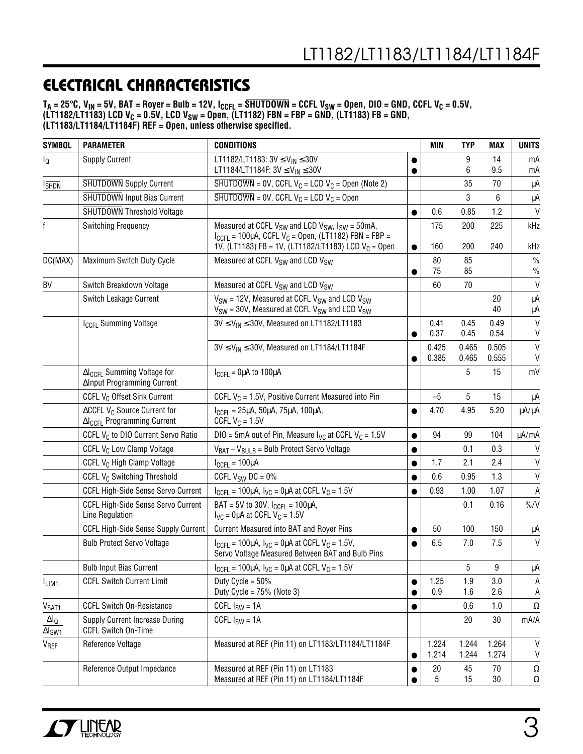## ELECTRICAL CHARACTERISTICS

**$T_A$ = 25°C, $V_{IN}$ = 5V, BAT = Royer = Bulb = 12V, $I_{CCFL}$ = $\overline{SHUTDOWN}$ = CCFL $V_{SW}$ = Open, DIO = GND, CCFL $V_C$ = 0.5V, (LT1182/LT1183) LCD $V_C$ = 0.5V, LCD $V_{SW}$ = Open, (LT1182) FBN = FBP = GND, (LT1183) FB = GND, (LT1183/LT1184/LT1184F) REF = Open, unless otherwise specified.**

| SYMBOL | PARAMETER | CONDITIONS | | MIN | TYP | MAX | UNITS |
|---|---|---|---|---|---|---|---|
| $I_Q$ | Supply Current | LT1182/LT1183: 3V ≤ $V_{IN}$ ≤ 30V<br>LT1184/LT1184F: 3V ≤ $V_{IN}$ ≤ 30V | ●<br>● | | 9<br>6 | 14<br>9.5 | mA<br>mA |
| $I_{\overline{SHDN}}$ | $\overline{SHUTDOWN}$ Supply Current | $\overline{SHUTDOWN}$ = 0V, CCFL $V_C$ = LCD $V_C$ = Open (Note 2) | | | 35 | 70 | µA |
| | $\overline{SHUTDOWN}$ Input Bias Current | $\overline{SHUTDOWN}$ = 0V, CCFL $V_C$ = LCD $V_C$ = Open | | | 3 | 6 | µA |
| | $\overline{SHUTDOWN}$ Threshold Voltage | | ● | 0.6 | 0.85 | 1.2 | V |
| f | Switching Frequency | Measured at CCFL $V_{SW}$ and LCD $V_{SW}$, $I_{SW}$ = 50mA, $I_{CCFL}$ = 100µA, CCFL $V_C$ = Open, (LT1182) FBN = FBP = 1V, (LT1183) FB = 1V, (LT1182/LT1183) LCD $V_C$ = Open | <br>● | 175<br>160 | 200<br>200 | 225<br>240 | kHz<br>kHz |
| DC(MAX) | Maximum Switch Duty Cycle | Measured at CCFL $V_{SW}$ and LCD $V_{SW}$ | <br>● | 80<br>75 | 85<br>85 | | %<br>% |
| BV | Switch Breakdown Voltage | Measured at CCFL $V_{SW}$ and LCD $V_{SW}$ | | 60 | 70 | | V |
| | Switch Leakage Current | $V_{SW}$ = 12V, Measured at CCFL $V_{SW}$ and LCD $V_{SW}$<br>$V_{SW}$ = 30V, Measured at CCFL $V_{SW}$ and LCD $V_{SW}$ | | | | 20<br>40 | µA<br>µA |
| | $I_{CCFL}$ Summing Voltage | 3V ≤ $V_{IN}$ ≤ 30V, Measured on LT1182/LT1183 | <br>● | 0.41<br>0.37 | 0.45<br>0.45 | 0.49<br>0.54 | V<br>V |
| | | 3V ≤ $V_{IN}$ ≤ 30V, Measured on LT1184/LT1184F | <br>● | 0.425<br>0.385 | 0.465<br>0.465 | 0.505<br>0.555 | V<br>V |
| | $\Delta I_{CCFL}$ Summing Voltage for ΔInput Programming Current | $I_{CCFL}$ = 0µA to 100µA | | | 5 | 15 | mV |
| | CCFL $V_C$ Offset Sink Current | CCFL $V_C$ = 1.5V, Positive Current Measured into Pin | | –5 | 5 | 15 | µA |
| | ΔCCFL $V_C$ Source Current for $\Delta I_{CCFL}$ Programming Current | $I_{CCFL}$ = 25µA, 50µA, 75µA, 100µA, CCFL $V_C$ = 1.5V | ● | 4.70 | 4.95 | 5.20 | µA/µA |
| | CCFL $V_C$ to DIO Current Servo Ratio | DIO = 5mA out of Pin, Measure $I_{VC}$ at CCFL $V_C$ = 1.5V | ● | 94 | 99 | 104 | µA/mA |
| | CCFL $V_C$ Low Clamp Voltage | $V_{BAT} - V_{BULB}$ = Bulb Protect Servo Voltage | ● | | 0.1 | 0.3 | V |
| | CCFL $V_C$ High Clamp Voltage | $I_{CCFL}$ = 100µA | ● | 1.7 | 2.1 | 2.4 | V |
| | CCFL $V_C$ Switching Threshold | CCFL $V_{SW}$ DC = 0% | ● | 0.6 | 0.95 | 1.3 | V |
| | CCFL High-Side Sense Servo Current | $I_{CCFL}$ = 100µA, $I_{VC}$ = 0µA at CCFL $V_C$ = 1.5V | ● | 0.93 | 1.00 | 1.07 | A |
| | CCFL High-Side Sense Servo Current Line Regulation | BAT = 5V to 30V, $I_{CCFL}$ = 100µA, $I_{VC}$ = 0µA at CCFL $V_C$ = 1.5V | | | 0.1 | 0.16 | %/V |
| | CCFL High-Side Sense Supply Current | Current Measured into BAT and Royer Pins | ● | 50 | 100 | 150 | µA |
| | Bulb Protect Servo Voltage | $I_{CCFL}$ = 100µA, $I_{VC}$ = 0µA at CCFL $V_C$ = 1.5V, Servo Voltage Measured Between BAT and Bulb Pins | ● | 6.5 | 7.0 | 7.5 | V |
| | Bulb Input Bias Current | $I_{CCFL}$ = 100µA, $I_{VC}$ = 0µA at CCFL $V_C$ = 1.5V | | | 5 | 9 | µA |
| $I_{LIM1}$ | CCFL Switch Current Limit | Duty Cycle = 50%<br>Duty Cycle = 75% (Note 3) | ●<br>● | 1.25<br>0.9 | 1.9<br>1.6 | 3.0<br>2.6 | A<br>A |
| $V_{SAT1}$ | CCFL Switch On-Resistance | CCFL $I_{SW}$ = 1A | ● | | 0.6 | 1.0 | Ω |
| $\frac{\Delta I_Q}{\Delta I_{SW1}}$ | Supply Current Increase During CCFL Switch On-Time | CCFL $I_{SW}$ = 1A | | | 20 | 30 | mA/A |
| $V_{REF}$ | Reference Voltage | Measured at REF (Pin 11) on LT1183/LT1184/LT1184F | <br>● | 1.224<br>1.214 | 1.244<br>1.244 | 1.264<br>1.274 | V<br>V |
| | Reference Output Impedance | Measured at REF (Pin 11) on LT1183<br>Measured at REF (Pin 11) on LT1184/LT1184F | ●<br>● | 20<br>5 | 45<br>15 | 70<br>30 | Ω<br>Ω |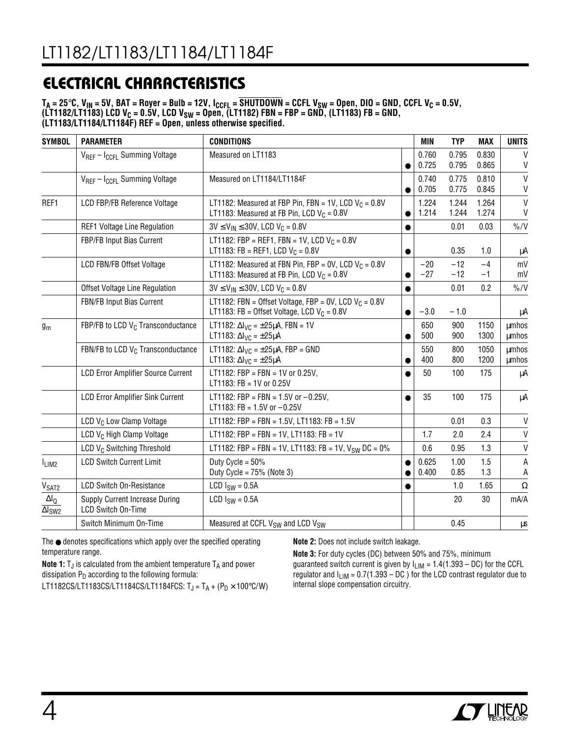## ELECTRICAL CHARACTERISTICS

**$T_A$ = 25°C, $V_{IN}$ = 5V, BAT = Royer = Bulb = 12V, $I_{CCFL}$ = $\overline{SHUTDOWN}$ = CCFL $V_{SW}$ = Open, DIO = GND, CCFL $V_C$ = 0.5V, (LT1182/LT1183) LCD $V_C$ = 0.5V, LCD $V_{SW}$ = Open, (LT1182) FBN = FBP = GND, (LT1183) FB = GND, (LT1183/LT1184/LT1184F) REF = Open, unless otherwise specified.**

| SYMBOL | PARAMETER | CONDITIONS | | MIN | TYP | MAX | UNITS |
|---|---|---|---|---|---|---|---|
| | $V_{REF}$ – $I_{CCFL}$ Summing Voltage | Measured on LT1183 | | 0.760 | 0.795 | 0.830 | V |
| | | | ● | 0.725 | 0.795 | 0.865 | V |
| | $V_{REF}$ – $I_{CCFL}$ Summing Voltage | Measured on LT1184/LT1184F | | 0.740 | 0.775 | 0.810 | V |
| | | | ● | 0.705 | 0.775 | 0.845 | V |
| REF1 | LCD FBP/FB Reference Voltage | LT1182: Measured at FBP Pin, FBN = 1V, LCD $V_C$ = 0.8V | | 1.224 | 1.244 | 1.264 | V |
| | | LT1183: Measured at FB Pin, LCD $V_C$ = 0.8V | ● | 1.214 | 1.244 | 1.274 | V |
| | REF1 Voltage Line Regulation | 3V ≤ $V_{IN}$ ≤ 30V, LCD $V_C$ = 0.8V | ● | | 0.01 | 0.03 | %/V |
| | FBP/FB Input Bias Current | LT1182: FBP = REF1, FBN = 1V, LCD $V_C$ = 0.8V<br>LT1183: FB = REF1, LCD $V_C$ = 0.8V | ● | | 0.35 | 1.0 | µA |
| | LCD FBN/FB Offset Voltage | LT1182: Measured at FBN Pin, FBP = 0V, LCD $V_C$ = 0.8V | | −20 | −12 | −4 | mV |
| | | LT1183: Measured at FB Pin, LCD $V_C$ = 0.8V | ● | −27 | −12 | −1 | mV |
| | Offset Voltage Line Regulation | 3V ≤ $V_{IN}$ ≤ 30V, LCD $V_C$ = 0.8V | ● | | 0.01 | 0.2 | %/V |
| | FBN/FB Input Bias Current | LT1182: FBN = Offset Voltage, FBP = 0V, LCD $V_C$ = 0.8V<br>LT1183: FB = Offset Voltage, LCD $V_C$ = 0.8V | ● | −3.0 | − 1.0 | | µA |
| $g_m$ | FBP/FB to LCD $V_C$ Transconductance | LT1182: $\Delta I_{VC}$ = ±25µA, FBN = 1V | | 650 | 900 | 1150 | µmhos |
| | | LT1183: $\Delta I_{VC}$ = ±25µA | ● | 500 | 900 | 1300 | µmhos |
| | FBN/FB to LCD $V_C$ Transconductance | LT1182: $\Delta I_{VC}$ = ±25µA, FBP = GND | | 550 | 800 | 1050 | µmhos |
| | | LT1183: $\Delta I_{VC}$ = ±25µA | ● | 400 | 800 | 1200 | µmhos |
| | LCD Error Amplifier Source Current | LT1182: FBP = FBN = 1V or 0.25V,<br>LT1183: FB = 1V or 0.25V | ● | 50 | 100 | 175 | µA |
| | LCD Error Amplifier Sink Current | LT1182: FBP = FBN = 1.5V or −0.25V,<br>LT1183: FB = 1.5V or −0.25V | ● | 35 | 100 | 175 | µA |
| | LCD $V_C$ Low Clamp Voltage | LT1182: FBP = FBN = 1.5V, LT1183: FB = 1.5V | | | 0.01 | 0.3 | V |
| | LCD $V_C$ High Clamp Voltage | LT1182: FBP = FBN = 1V, LT1183: FB = 1V | | 1.7 | 2.0 | 2.4 | V |
| | LCD $V_C$ Switching Threshold | LT1182: FBP = FBN = 1V, LT1183: FB = 1V, $V_{SW}$ DC = 0% | | 0.6 | 0.95 | 1.3 | V |
| $I_{LIM2}$ | LCD Switch Current Limit | Duty Cycle = 50% | ● | 0.625 | 1.00 | 1.5 | A |
| | | Duty Cycle = 75% (Note 3) | ● | 0.400 | 0.85 | 1.3 | A |
| $V_{SAT2}$ | LCD Switch On-Resistance | LCD $I_{SW}$ = 0.5A | ● | | 1.0 | 1.65 | Ω |
| $\frac{\Delta I_Q}{\Delta I_{SW2}}$ | Supply Current Increase During LCD Switch On-Time | LCD $I_{SW}$ = 0.5A | | | 20 | 30 | mA/A |
| | Switch Minimum On-Time | Measured at CCFL $V_{SW}$ and LCD $V_{SW}$ | | | 0.45 | | µs |

The ● denotes specifications which apply over the specified operating temperature range.

**Note 1:** $T_J$ is calculated from the ambient temperature $T_A$ and power dissipation $P_D$ according to the following formula:
LT1182CS/LT1183CS/LT1184CS/LT1184FCS: $T_J = T_A + (P_D \times 100°C/W)$

**Note 2:** Does not include switch leakage.

**Note 3:** For duty cycles (DC) between 50% and 75%, minimum guaranteed switch current is given by $I_{LIM}$ = 1.4(1.393 – DC) for the CCFL regulator and $I_{LIM}$ = 0.7(1.393 – DC ) for the LCD contrast regulator due to internal slope compensation circuitry.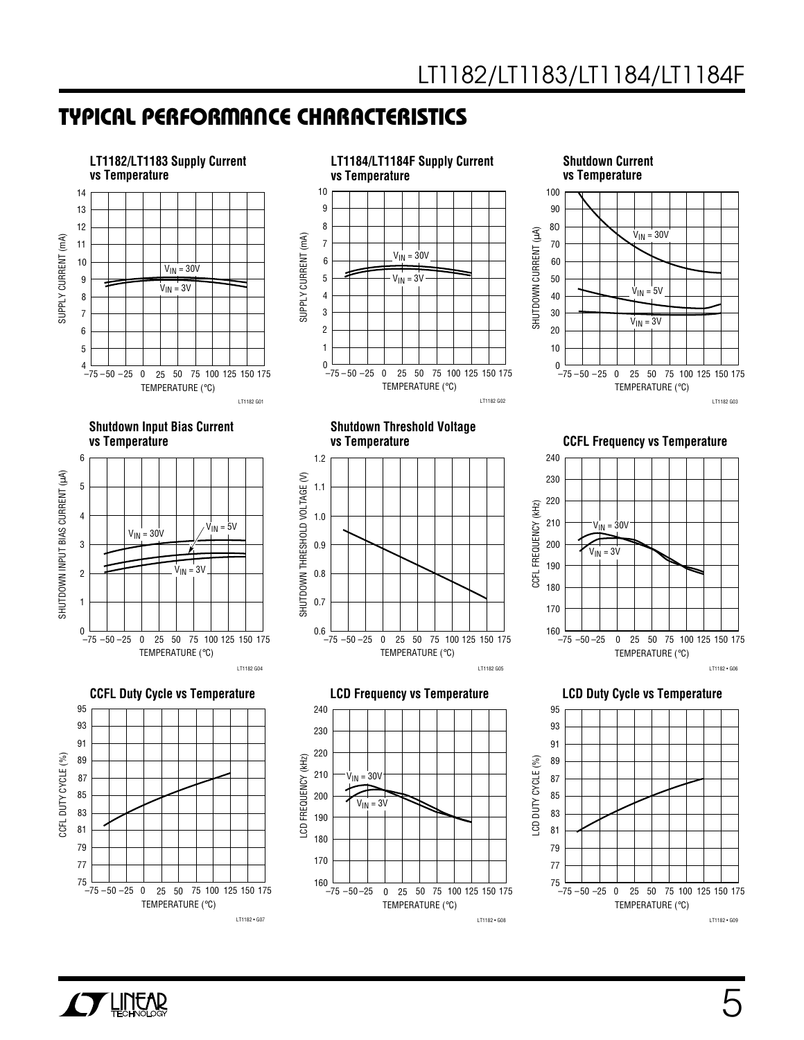## TYPICAL PERFORMANCE CHARACTERISTICS

**LT1182/LT1183 Supply Current vs Temperature**

SUPPLY CURRENT (mA)

$V_{IN}$ = 30V

$V_{IN}$ = 3V

TEMPERATURE (°C)

LT1182 G01

**LT1184/LT1184F Supply Current vs Temperature**

SUPPLY CURRENT (mA)

$V_{IN}$ = 30V

$V_{IN}$ = 3V

TEMPERATURE (°C)

LT1182 G02

**Shutdown Current vs Temperature**

SHUTDOWN CURRENT (µA)

$V_{IN}$ = 30V

$V_{IN}$ = 5V

$V_{IN}$ = 3V

TEMPERATURE (°C)

LT1182 G03

**Shutdown Input Bias Current vs Temperature**

SHUTDOWN INPUT BIAS CURRENT (µA)

$V_{IN}$ = 30V

$V_{IN}$ = 5V

$V_{IN}$ = 3V

TEMPERATURE (°C)

LT1182 G04

**Shutdown Threshold Voltage vs Temperature**

SHUTDOWN THRESHOLD VOLTAGE (V)

TEMPERATURE (°C)

LT1182 G05

**CCFL Frequency vs Temperature**

CCFL FREQUENCY (kHz)

$V_{IN}$ = 30V

$V_{IN}$ = 3V

TEMPERATURE (°C)

LT1182 • G06

**CCFL Duty Cycle vs Temperature**

CCFL DUTY CYCLE (%)

TEMPERATURE (°C)

LT1182 • G07

**LCD Frequency vs Temperature**

LCD FREQUENCY (kHz)

$V_{IN}$ = 30V

$V_{IN}$ = 3V

TEMPERATURE (°C)

LT1182 • G08

**LCD Duty Cycle vs Temperature**

LCD DUTY CYCLE (%)

TEMPERATURE (°C)

LT1182 • G09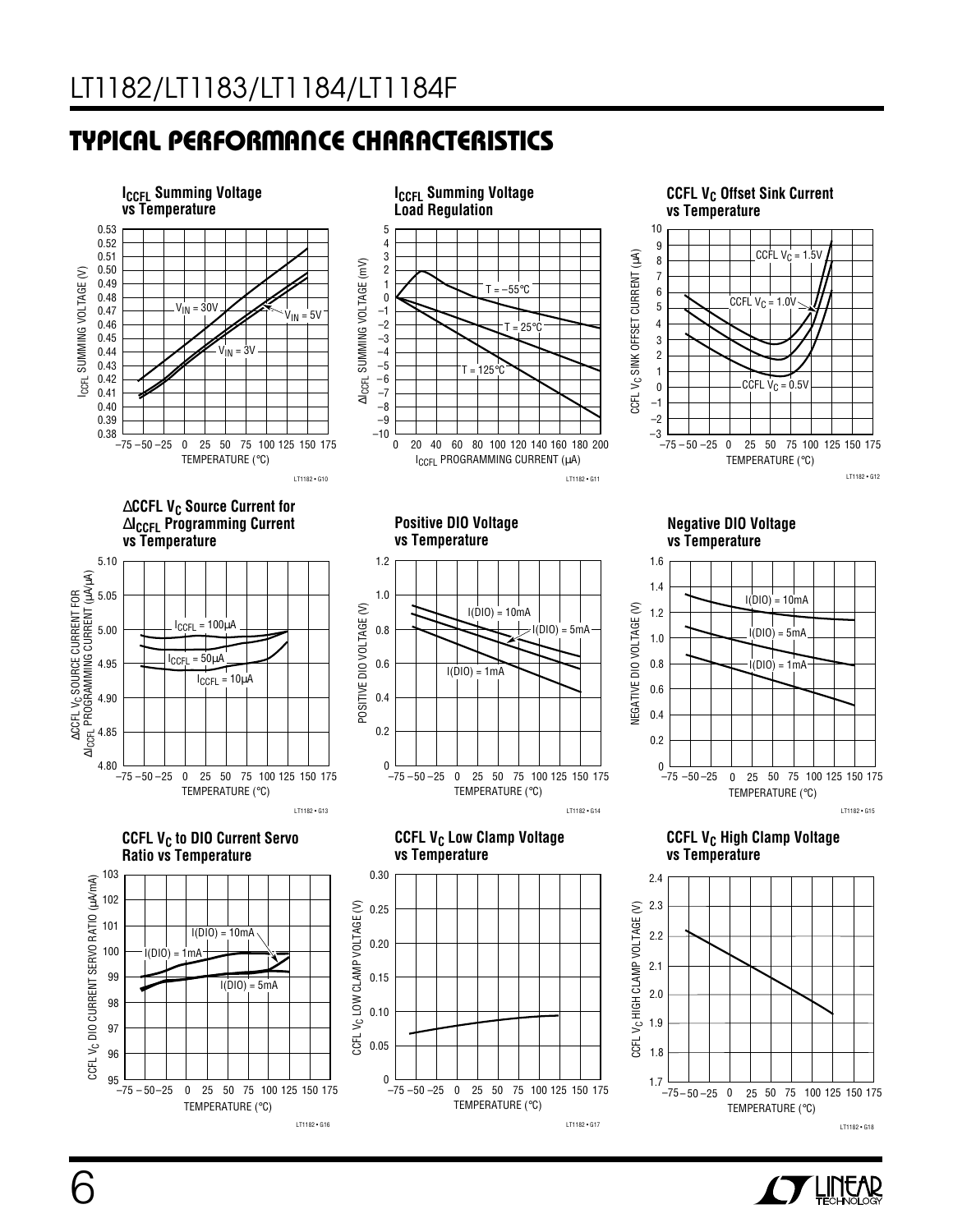## TYPICAL PERFORMANCE CHARACTERISTICS

**$I_{CCFL}$ Summing Voltage vs Temperature**

$I_{CCFL}$ SUMMING VOLTAGE (V) vs TEMPERATURE (°C); curves: $V_{IN}$ = 30V, $V_{IN}$ = 5V, $V_{IN}$ = 3V

LT1182 • G10

**$I_{CCFL}$ Summing Voltage Load Regulation**

$\Delta I_{CCFL}$ SUMMING VOLTAGE (mV) vs $I_{CCFL}$ PROGRAMMING CURRENT (µA); curves: T = –55°C, T = 25°C, T = 125°C

LT1182 • G11

**CCFL $V_C$ Offset Sink Current vs Temperature**

CCFL $V_C$ SINK OFFSET CURRENT (µA) vs TEMPERATURE (°C); curves: CCFL $V_C$ = 1.5V, CCFL $V_C$ = 1.0V, CCFL $V_C$ = 0.5V

LT1182 • G12

**$\Delta$CCFL $V_C$ Source Current for $\Delta I_{CCFL}$ Programming Current vs Temperature**

$\Delta$CCFL $V_C$ SOURCE CURRENT FOR $\Delta I_{CCFL}$ PROGRAMMING CURRENT (µA/µA) vs TEMPERATURE (°C); curves: $I_{CCFL}$ = 100µA, $I_{CCFL}$ = 50µA, $I_{CCFL}$ = 10µA

LT1182 • G13

**Positive DIO Voltage vs Temperature**

POSITIVE DIO VOLTAGE (V) vs TEMPERATURE (°C); curves: I(DIO) = 10mA, I(DIO) = 5mA, I(DIO) = 1mA

LT1182 • G14

**Negative DIO Voltage vs Temperature**

NEGATIVE DIO VOLTAGE (V) vs TEMPERATURE (°C); curves: I(DIO) = 10mA, I(DIO) = 5mA, I(DIO) = 1mA

LT1182 • G15

**CCFL $V_C$ to DIO Current Servo Ratio vs Temperature**

CCFL $V_C$ DIO CURRENT SERVO RATIO (µA/mA) vs TEMPERATURE (°C); curves: I(DIO) = 10mA, I(DIO) = 1mA, I(DIO) = 5mA

LT1182 • G16

**CCFL $V_C$ Low Clamp Voltage vs Temperature**

CCFL $V_C$ LOW CLAMP VOLTAGE (V) vs TEMPERATURE (°C)

LT1182 • G17

**CCFL $V_C$ High Clamp Voltage vs Temperature**

CCFL $V_C$ HIGH CLAMP VOLTAGE (V) vs TEMPERATURE (°C)

LT1182 • G18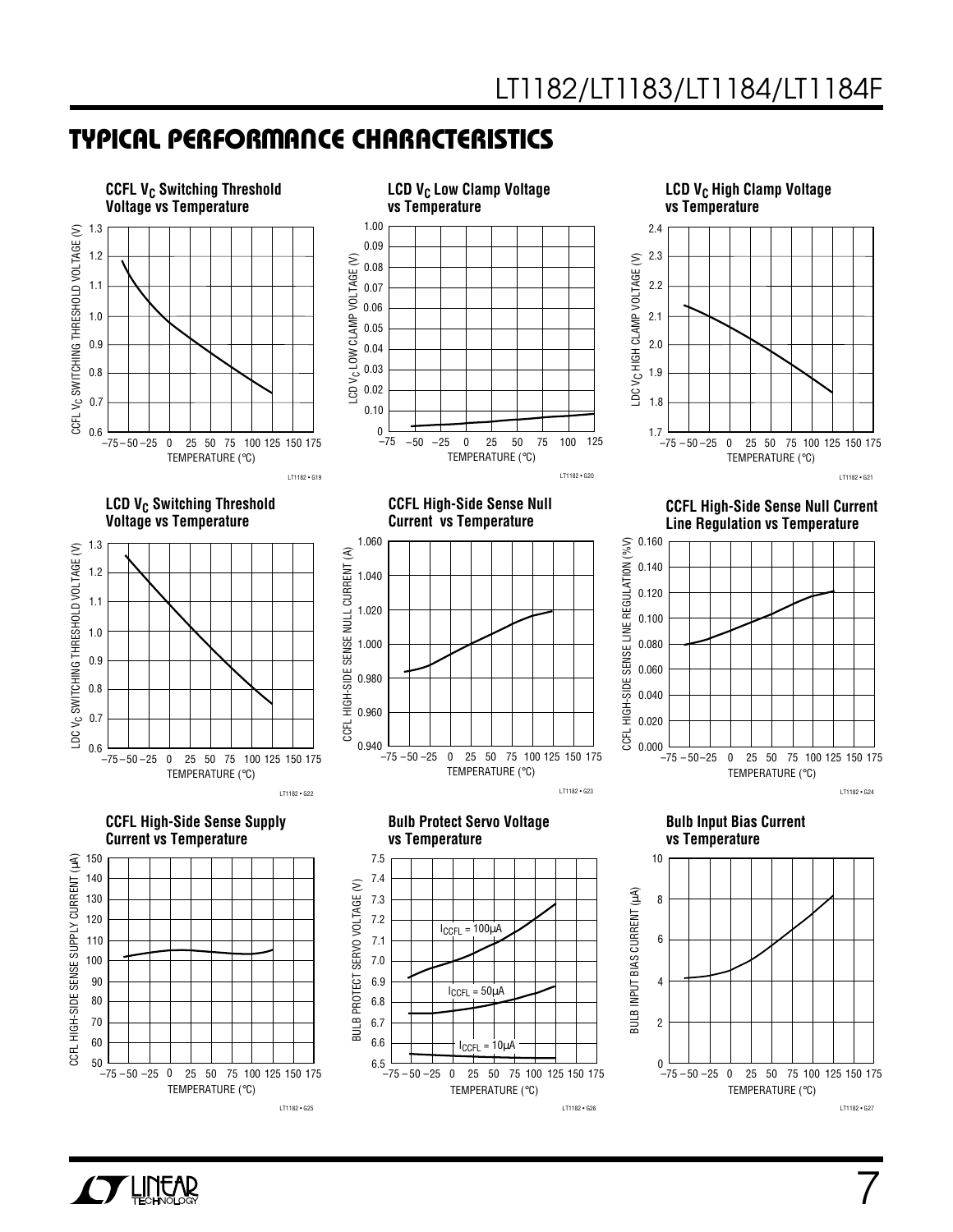## TYPICAL PERFORMANCE CHARACTERISTICS

**CCFL $V_C$ Switching Threshold Voltage vs Temperature**

CCFL $V_C$ SWITCHING THRESHOLD VOLTAGE (V)

TEMPERATURE (°C)

LT1182 • G19

**LCD $V_C$ Low Clamp Voltage vs Temperature**

LCD $V_C$ LOW CLAMP VOLTAGE (V)

TEMPERATURE (°C)

LT1182 • G20

**LCD $V_C$ High Clamp Voltage vs Temperature**

LDC $V_C$ HIGH CLAMP VOLTAGE (V)

TEMPERATURE (°C)

LT1182 • G21

**LCD $V_C$ Switching Threshold Voltage vs Temperature**

LDC $V_C$ SWITCHING THRESHOLD VOLTAGE (V)

TEMPERATURE (°C)

LT1182 • G22

**CCFL High-Side Sense Null Current vs Temperature**

CCFL HIGH-SIDE SENSE NULL CURRENT (A)

TEMPERATURE (°C)

LT1182 • G23

**CCFL High-Side Sense Null Current Line Regulation vs Temperature**

CCFL HIGH-SIDE SENSE LINE REGULATION (%V)

TEMPERATURE (°C)

LT1182 • G24

**CCFL High-Side Sense Supply Current vs Temperature**

CCFL HIGH-SIDE SENSE SUPPLY CURRENT (µA)

TEMPERATURE (°C)

LT1182 • G25

**Bulb Protect Servo Voltage vs Temperature**

BULB PROTECT SERVO VOLTAGE (V)

$I_{CCFL}$ = 100µA

$I_{CCFL}$ = 50µA

$I_{CCFL}$ = 10µA

TEMPERATURE (°C)

LT1182 • G26

**Bulb Input Bias Current vs Temperature**

BULB INPUT BIAS CURRENT (µA)

TEMPERATURE (°C)

LT1182 • G27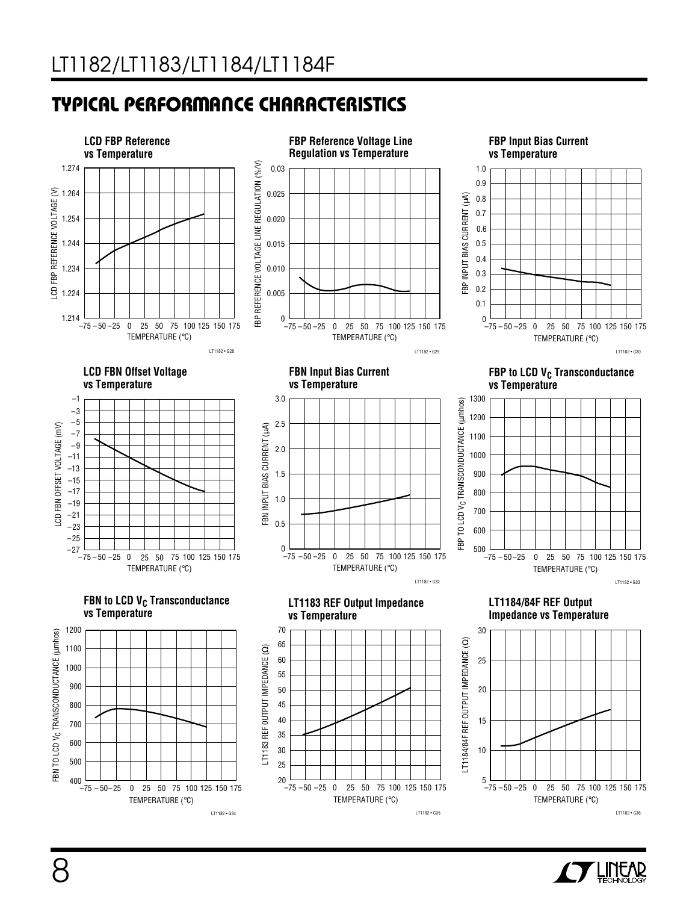## TYPICAL PERFORMANCE CHARACTERISTICS

**LCD FBP Reference vs Temperature**

LCD FBP REFERENCE VOLTAGE (V): 1.214, 1.224, 1.234, 1.244, 1.254, 1.264, 1.274

TEMPERATURE (°C): –75 –50 –25 0 25 50 75 100 125 150 175

LT1182 • G28

**FBP Reference Voltage Line Regulation vs Temperature**

FBP REFERENCE VOLTAGE LINE REGULATION (%/V): 0, 0.005, 0.010, 0.015, 0.020, 0.025, 0.03

TEMPERATURE (°C): –75 –50 –25 0 25 50 75 100 125 150 175

LT1182 • G29

**FBP Input Bias Current vs Temperature**

FBP INPUT BIAS CURRENT (μA): 0, 0.1, 0.2, 0.3, 0.4, 0.5, 0.6, 0.7, 0.8, 0.9, 1.0

TEMPERATURE (°C): –75 –50 –25 0 25 50 75 100 125 150 175

LT1182 • G30

**LCD FBN Offset Voltage vs Temperature**

LCD FBN OFFSET VOLTAGE (mV): –27, –25, –23, –21, –19, –17, –15, –13, –11, –9, –7, –5, –3, –1

TEMPERATURE (°C): –75 –50 –25 0 25 50 75 100 125 150 175

**FBN Input Bias Current vs Temperature**

FBN INPUT BIAS CURRENT (μA): 0, 0.5, 1.0, 1.5, 2.0, 2.5, 3.0

TEMPERATURE (°C): –75 –50 –25 0 25 50 75 100 125 150 175

LT1182 • G32

**FBP to LCD $V_C$ Transconductance vs Temperature**

FBP TO LCD $V_C$ TRANSCONDUCTANCE (μmhos): 500, 600, 700, 800, 900, 1000, 1100, 1200, 1300

TEMPERATURE (°C): –75 –50 –25 0 25 50 75 100 125 150 175

LT1182 • G33

**FBN to LCD $V_C$ Transconductance vs Temperature**

FBN TO LCD $V_C$ TRANSCONDUCTANCE (μmhos): 400, 500, 600, 700, 800, 900, 1000, 1100, 1200

TEMPERATURE (°C): –75 –50 –25 0 25 50 75 100 125 150 175

LT1182 • G34

**LT1183 REF Output Impedance vs Temperature**

LT1183 REF OUTPUT IMPEDANCE (Ω): 20, 25, 30, 35, 40, 45, 50, 55, 60, 65, 70

TEMPERATURE (°C): –75 –50 –25 0 25 50 75 100 125 150 175

LT1182 • G35

**LT1184/84F REF Output Impedance vs Temperature**

LT1184/84F REF OUTPUT IMPEDANCE (Ω): 5, 10, 15, 20, 25, 30

TEMPERATURE (°C): –75 –50 –25 0 25 50 75 100 125 150 175

LT1182 • G36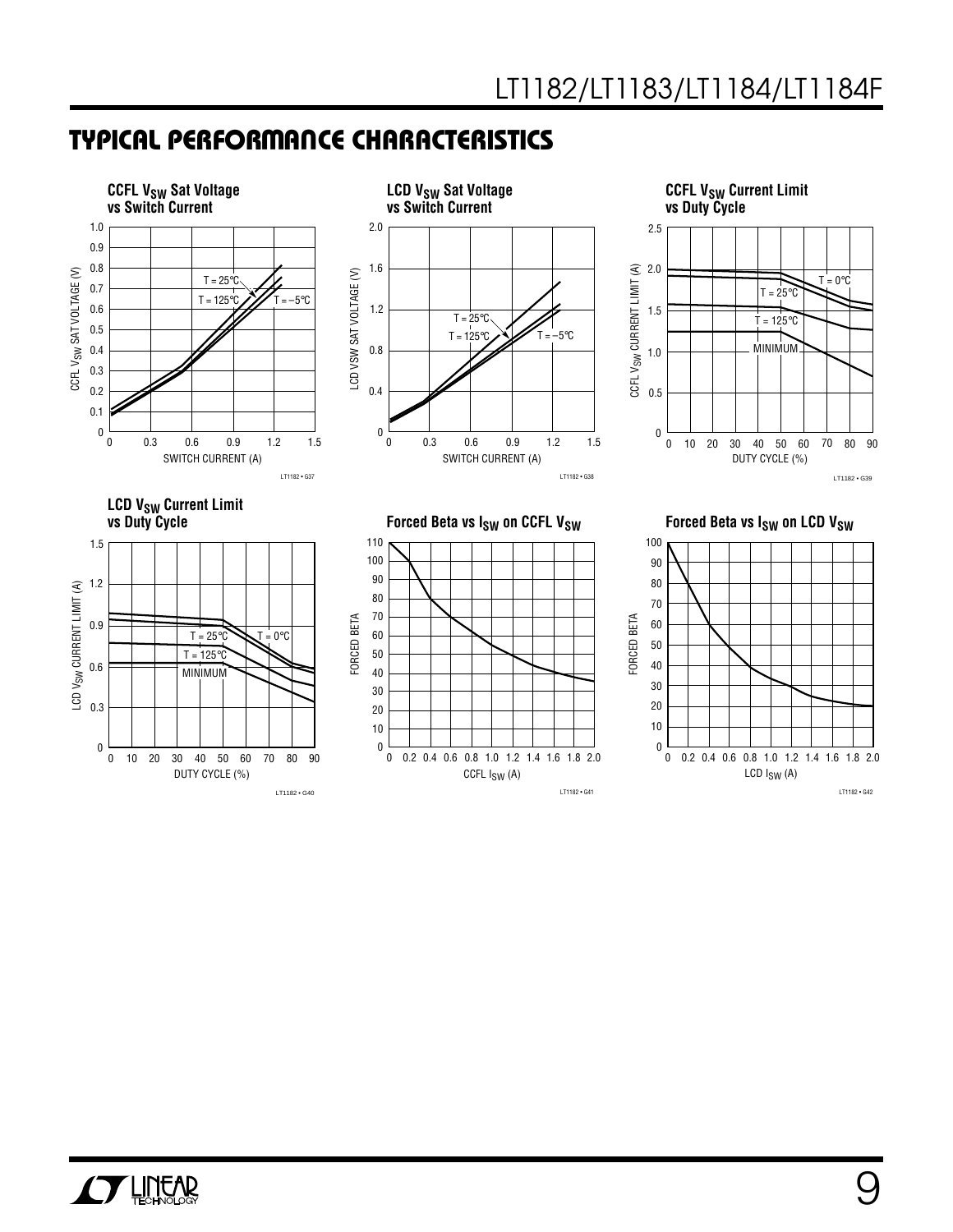## TYPICAL PERFORMANCE CHARACTERISTICS

**CCFL $V_{SW}$ Sat Voltage vs Switch Current**

**LCD $V_{SW}$ Sat Voltage vs Switch Current**

**CCFL $V_{SW}$ Current Limit vs Duty Cycle**

**LCD $V_{SW}$ Current Limit vs Duty Cycle**

**Forced Beta vs $I_{SW}$ on CCFL $V_{SW}$**

**Forced Beta vs $I_{SW}$ on LCD $V_{SW}$**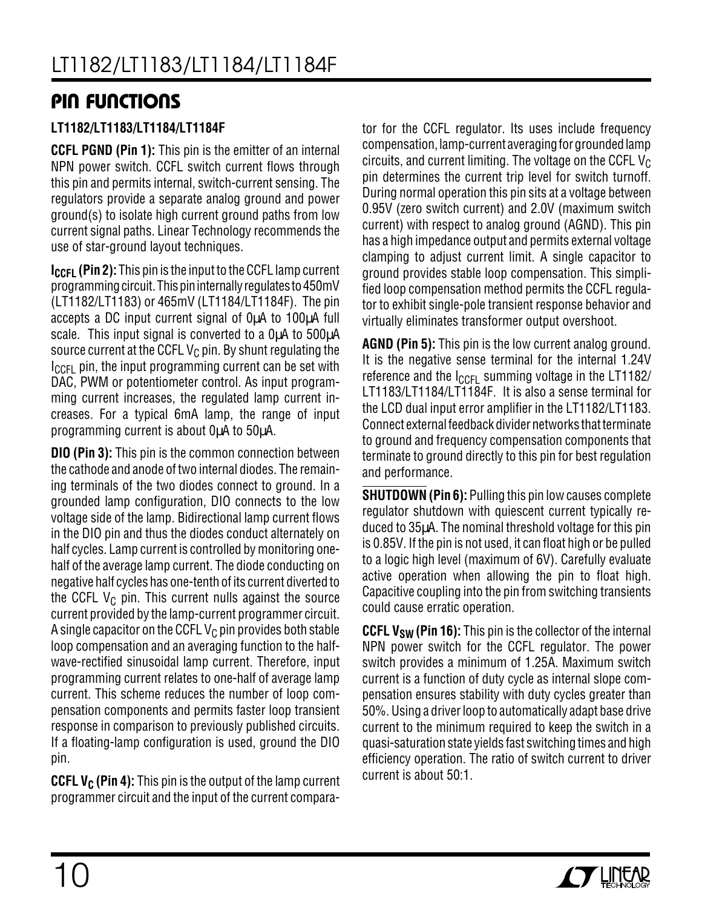## PIN FUNCTIONS

**LT1182/LT1183/LT1184/LT1184F**

**CCFL PGND (Pin 1):** This pin is the emitter of an internal NPN power switch. CCFL switch current flows through this pin and permits internal, switch-current sensing. The regulators provide a separate analog ground and power ground(s) to isolate high current ground paths from low current signal paths. Linear Technology recommends the use of star-ground layout techniques.

**$I_{CCFL}$ (Pin 2):** This pin is the input to the CCFL lamp current programming circuit. This pin internally regulates to 450mV (LT1182/LT1183) or 465mV (LT1184/LT1184F). The pin accepts a DC input current signal of 0μA to 100μA full scale. This input signal is converted to a 0μA to 500μA source current at the CCFL $V_C$ pin. By shunt regulating the $I_{CCFL}$ pin, the input programming current can be set with DAC, PWM or potentiometer control. As input programming current increases, the regulated lamp current increases. For a typical 6mA lamp, the range of input programming current is about 0μA to 50μA.

**DIO (Pin 3):** This pin is the common connection between the cathode and anode of two internal diodes. The remaining terminals of the two diodes connect to ground. In a grounded lamp configuration, DIO connects to the low voltage side of the lamp. Bidirectional lamp current flows in the DIO pin and thus the diodes conduct alternately on half cycles. Lamp current is controlled by monitoring one-half of the average lamp current. The diode conducting on negative half cycles has one-tenth of its current diverted to the CCFL $V_C$ pin. This current nulls against the source current provided by the lamp-current programmer circuit. A single capacitor on the CCFL $V_C$ pin provides both stable loop compensation and an averaging function to the half-wave-rectified sinusoidal lamp current. Therefore, input programming current relates to one-half of average lamp current. This scheme reduces the number of loop compensation components and permits faster loop transient response in comparison to previously published circuits. If a floating-lamp configuration is used, ground the DIO pin.

**CCFL $V_C$ (Pin 4):** This pin is the output of the lamp current programmer circuit and the input of the current comparator for the CCFL regulator. Its uses include frequency compensation, lamp-current averaging for grounded lamp circuits, and current limiting. The voltage on the CCFL $V_C$ pin determines the current trip level for switch turnoff. During normal operation this pin sits at a voltage between 0.95V (zero switch current) and 2.0V (maximum switch current) with respect to analog ground (AGND). This pin has a high impedance output and permits external voltage clamping to adjust current limit. A single capacitor to ground provides stable loop compensation. This simplified loop compensation method permits the CCFL regulator to exhibit single-pole transient response behavior and virtually eliminates transformer output overshoot.

**AGND (Pin 5):** This pin is the low current analog ground. It is the negative sense terminal for the internal 1.24V reference and the $I_{CCFL}$ summing voltage in the LT1182/LT1183/LT1184/LT1184F. It is also a sense terminal for the LCD dual input error amplifier in the LT1182/LT1183. Connect external feedback divider networks that terminate to ground and frequency compensation components that terminate to ground directly to this pin for best regulation and performance.

**$\overline{\text{SHUTDOWN}}$ (Pin 6):** Pulling this pin low causes complete regulator shutdown with quiescent current typically reduced to 35μA. The nominal threshold voltage for this pin is 0.85V. If the pin is not used, it can float high or be pulled to a logic high level (maximum of 6V). Carefully evaluate active operation when allowing the pin to float high. Capacitive coupling into the pin from switching transients could cause erratic operation.

**CCFL $V_{SW}$ (Pin 16):** This pin is the collector of the internal NPN power switch for the CCFL regulator. The power switch provides a minimum of 1.25A. Maximum switch current is a function of duty cycle as internal slope compensation ensures stability with duty cycles greater than 50%. Using a driver loop to automatically adapt base drive current to the minimum required to keep the switch in a quasi-saturation state yields fast switching times and high efficiency operation. The ratio of switch current to driver current is about 50:1.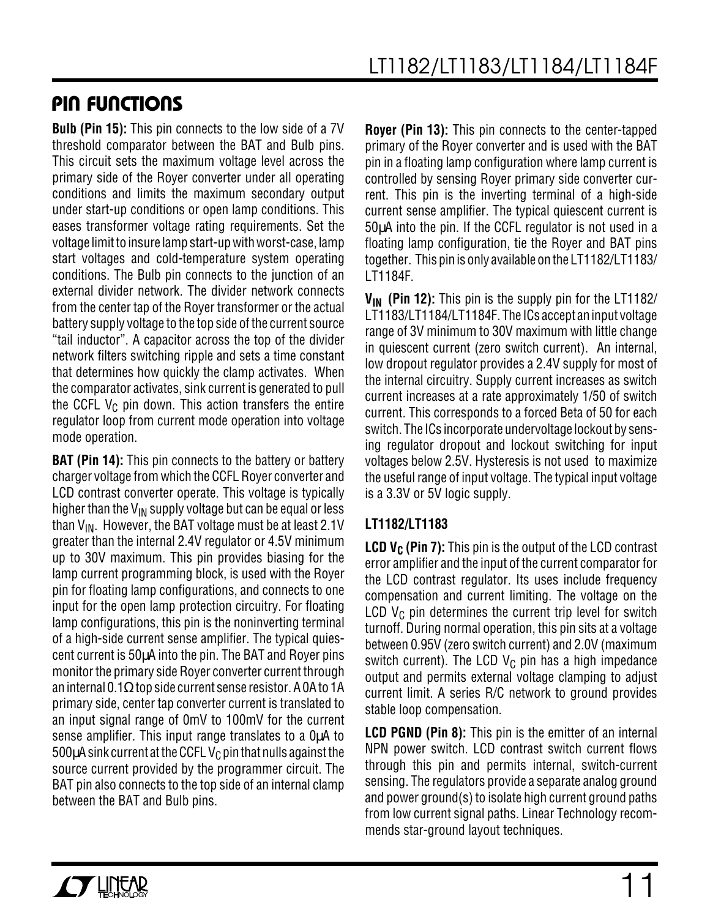## PIN FUNCTIONS

**Bulb (Pin 15):** This pin connects to the low side of a 7V threshold comparator between the BAT and Bulb pins. This circuit sets the maximum voltage level across the primary side of the Royer converter under all operating conditions and limits the maximum secondary output under start-up conditions or open lamp conditions. This eases transformer voltage rating requirements. Set the voltage limit to insure lamp start-up with worst-case, lamp start voltages and cold-temperature system operating conditions. The Bulb pin connects to the junction of an external divider network. The divider network connects from the center tap of the Royer transformer or the actual battery supply voltage to the top side of the current source "tail inductor". A capacitor across the top of the divider network filters switching ripple and sets a time constant that determines how quickly the clamp activates. When the comparator activates, sink current is generated to pull the CCFL $V_C$ pin down. This action transfers the entire regulator loop from current mode operation into voltage mode operation.

**BAT (Pin 14):** This pin connects to the battery or battery charger voltage from which the CCFL Royer converter and LCD contrast converter operate. This voltage is typically higher than the $V_{IN}$ supply voltage but can be equal or less than $V_{IN}$. However, the BAT voltage must be at least 2.1V greater than the internal 2.4V regulator or 4.5V minimum up to 30V maximum. This pin provides biasing for the lamp current programming block, is used with the Royer pin for floating lamp configurations, and connects to one input for the open lamp protection circuitry. For floating lamp configurations, this pin is the noninverting terminal of a high-side current sense amplifier. The typical quiescent current is 50µA into the pin. The BAT and Royer pins monitor the primary side Royer converter current through an internal 0.1Ω top side current sense resistor. A 0A to 1A primary side, center tap converter current is translated to an input signal range of 0mV to 100mV for the current sense amplifier. This input range translates to a 0µA to 500µA sink current at the CCFL $V_C$ pin that nulls against the source current provided by the programmer circuit. The BAT pin also connects to the top side of an internal clamp between the BAT and Bulb pins.

**Royer (Pin 13):** This pin connects to the center-tapped primary of the Royer converter and is used with the BAT pin in a floating lamp configuration where lamp current is controlled by sensing Royer primary side converter current. This pin is the inverting terminal of a high-side current sense amplifier. The typical quiescent current is 50µA into the pin. If the CCFL regulator is not used in a floating lamp configuration, tie the Royer and BAT pins together. This pin is only available on the LT1182/LT1183/LT1184F.

**$V_{IN}$ (Pin 12):** This pin is the supply pin for the LT1182/LT1183/LT1184/LT1184F. The ICs accept an input voltage range of 3V minimum to 30V maximum with little change in quiescent current (zero switch current). An internal, low dropout regulator provides a 2.4V supply for most of the internal circuitry. Supply current increases as switch current increases at a rate approximately 1/50 of switch current. This corresponds to a forced Beta of 50 for each switch. The ICs incorporate undervoltage lockout by sensing regulator dropout and lockout switching for input voltages below 2.5V. Hysteresis is not used to maximize the useful range of input voltage. The typical input voltage is a 3.3V or 5V logic supply.

### LT1182/LT1183

**LCD $V_C$ (Pin 7):** This pin is the output of the LCD contrast error amplifier and the input of the current comparator for the LCD contrast regulator. Its uses include frequency compensation and current limiting. The voltage on the LCD $V_C$ pin determines the current trip level for switch turnoff. During normal operation, this pin sits at a voltage between 0.95V (zero switch current) and 2.0V (maximum switch current). The LCD $V_C$ pin has a high impedance output and permits external voltage clamping to adjust current limit. A series R/C network to ground provides stable loop compensation.

**LCD PGND (Pin 8):** This pin is the emitter of an internal NPN power switch. LCD contrast switch current flows through this pin and permits internal, switch-current sensing. The regulators provide a separate analog ground and power ground(s) to isolate high current ground paths from low current signal paths. Linear Technology recommends star-ground layout techniques.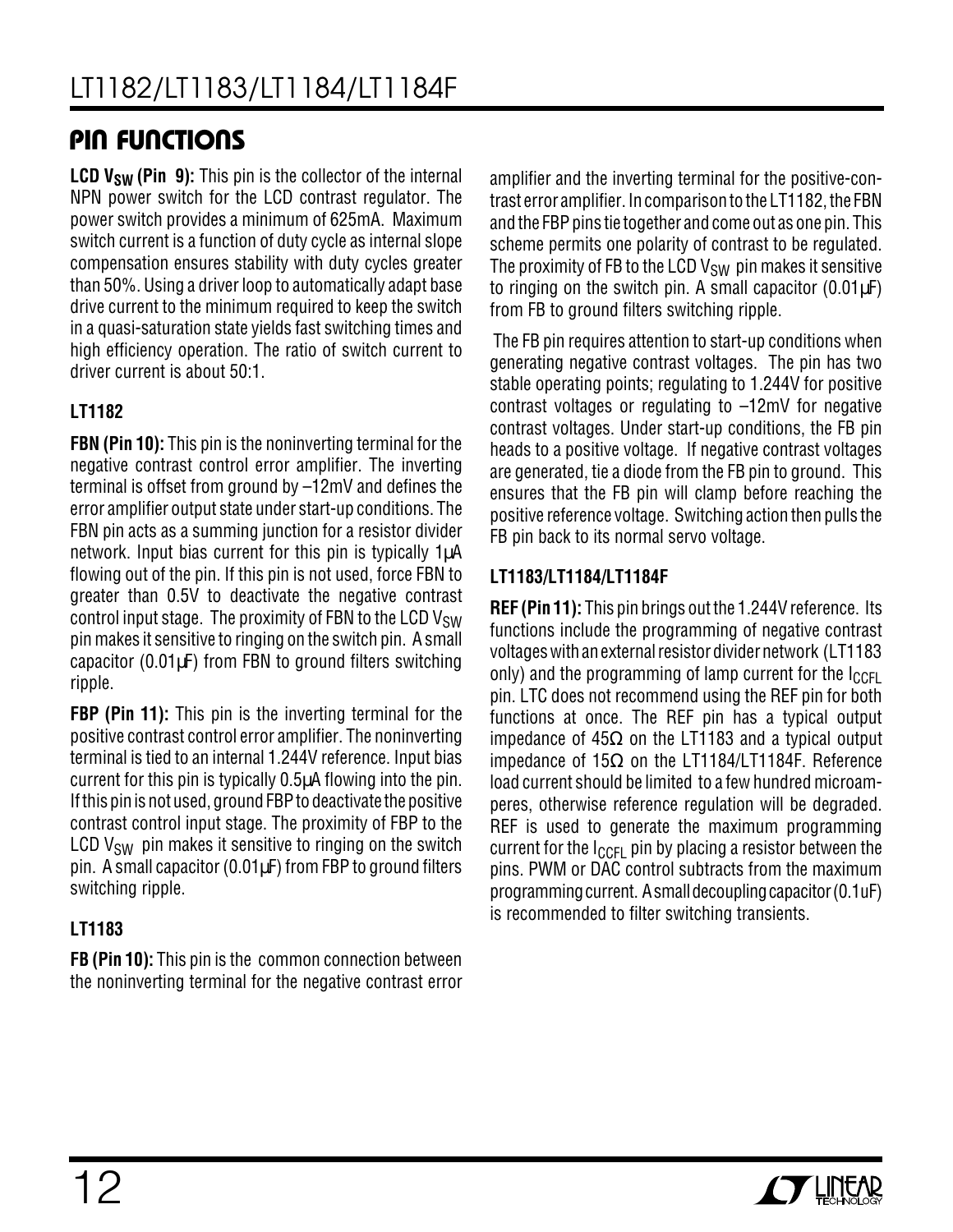## PIN FUNCTIONS

**LCD $V_{SW}$ (Pin 9):** This pin is the collector of the internal NPN power switch for the LCD contrast regulator. The power switch provides a minimum of 625mA. Maximum switch current is a function of duty cycle as internal slope compensation ensures stability with duty cycles greater than 50%. Using a driver loop to automatically adapt base drive current to the minimum required to keep the switch in a quasi-saturation state yields fast switching times and high efficiency operation. The ratio of switch current to driver current is about 50:1.

### LT1182

**FBN (Pin 10):** This pin is the noninverting terminal for the negative contrast control error amplifier. The inverting terminal is offset from ground by –12mV and defines the error amplifier output state under start-up conditions. The FBN pin acts as a summing junction for a resistor divider network. Input bias current for this pin is typically 1µA flowing out of the pin. If this pin is not used, force FBN to greater than 0.5V to deactivate the negative contrast control input stage. The proximity of FBN to the LCD $V_{SW}$ pin makes it sensitive to ringing on the switch pin. A small capacitor (0.01µF) from FBN to ground filters switching ripple.

**FBP (Pin 11):** This pin is the inverting terminal for the positive contrast control error amplifier. The noninverting terminal is tied to an internal 1.244V reference. Input bias current for this pin is typically 0.5µA flowing into the pin. If this pin is not used, ground FBP to deactivate the positive contrast control input stage. The proximity of FBP to the LCD $V_{SW}$ pin makes it sensitive to ringing on the switch pin. A small capacitor (0.01µF) from FBP to ground filters switching ripple.

### LT1183

**FB (Pin 10):** This pin is the common connection between the noninverting terminal for the negative contrast error amplifier and the inverting terminal for the positive-contrast error amplifier. In comparison to the LT1182, the FBN and the FBP pins tie together and come out as one pin. This scheme permits one polarity of contrast to be regulated. The proximity of FB to the LCD $V_{SW}$ pin makes it sensitive to ringing on the switch pin. A small capacitor (0.01µF) from FB to ground filters switching ripple.

The FB pin requires attention to start-up conditions when generating negative contrast voltages. The pin has two stable operating points; regulating to 1.244V for positive contrast voltages or regulating to –12mV for negative contrast voltages. Under start-up conditions, the FB pin heads to a positive voltage. If negative contrast voltages are generated, tie a diode from the FB pin to ground. This ensures that the FB pin will clamp before reaching the positive reference voltage. Switching action then pulls the FB pin back to its normal servo voltage.

### LT1183/LT1184/LT1184F

**REF (Pin 11):** This pin brings out the 1.244V reference. Its functions include the programming of negative contrast voltages with an external resistor divider network (LT1183 only) and the programming of lamp current for the $I_{CCFL}$ pin. LTC does not recommend using the REF pin for both functions at once. The REF pin has a typical output impedance of 45Ω on the LT1183 and a typical output impedance of 15Ω on the LT1184/LT1184F. Reference load current should be limited to a few hundred microamperes, otherwise reference regulation will be degraded. REF is used to generate the maximum programming current for the $I_{CCFL}$ pin by placing a resistor between the pins. PWM or DAC control subtracts from the maximum programming current. A small decoupling capacitor (0.1uF) is recommended to filter switching transients.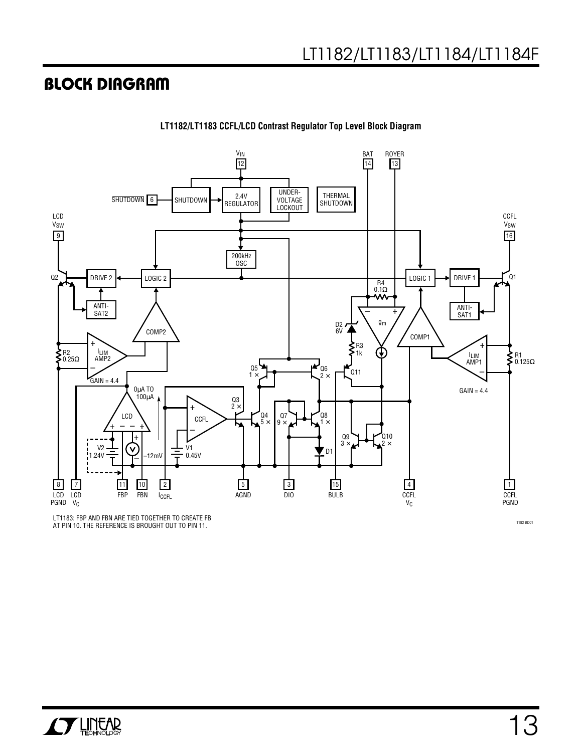## BLOCK DIAGRAM

**LT1182/LT1183 CCFL/LCD Contrast Regulator Top Level Block Diagram**

LT1183: FBP AND FBN ARE TIED TOGETHER TO CREATE FB AT PIN 10. THE REFERENCE IS BROUGHT OUT TO PIN 11.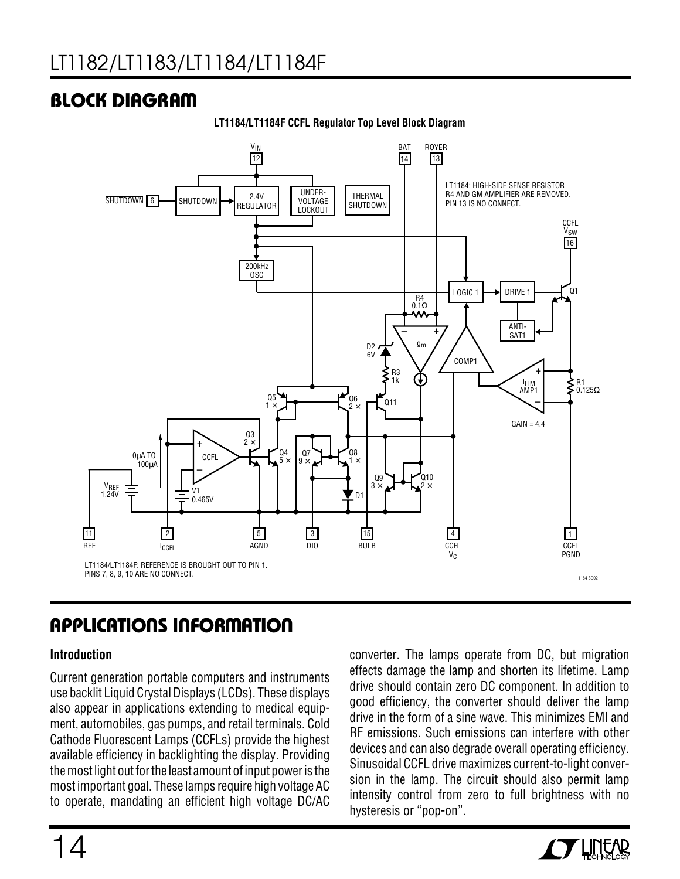## BLOCK DIAGRAM

**LT1184/LT1184F CCFL Regulator Top Level Block Diagram**

LT1184: HIGH-SIDE SENSE RESISTOR R4 AND GM AMPLIFIER ARE REMOVED. PIN 13 IS NO CONNECT.

LT1184/LT1184F: REFERENCE IS BROUGHT OUT TO PIN 1. PINS 7, 8, 9, 10 ARE NO CONNECT.

## APPLICATIONS INFORMATION

### Introduction

Current generation portable computers and instruments use backlit Liquid Crystal Displays (LCDs). These displays also appear in applications extending to medical equipment, automobiles, gas pumps, and retail terminals. Cold Cathode Fluorescent Lamps (CCFLs) provide the highest available efficiency in backlighting the display. Providing the most light out for the least amount of input power is the most important goal. These lamps require high voltage AC to operate, mandating an efficient high voltage DC/AC converter. The lamps operate from DC, but migration effects damage the lamp and shorten its lifetime. Lamp drive should contain zero DC component. In addition to good efficiency, the converter should deliver the lamp drive in the form of a sine wave. This minimizes EMI and RF emissions. Such emissions can interfere with other devices and can also degrade overall operating efficiency. Sinusoidal CCFL drive maximizes current-to-light conversion in the lamp. The circuit should also permit lamp intensity control from zero to full brightness with no hysteresis or "pop-on".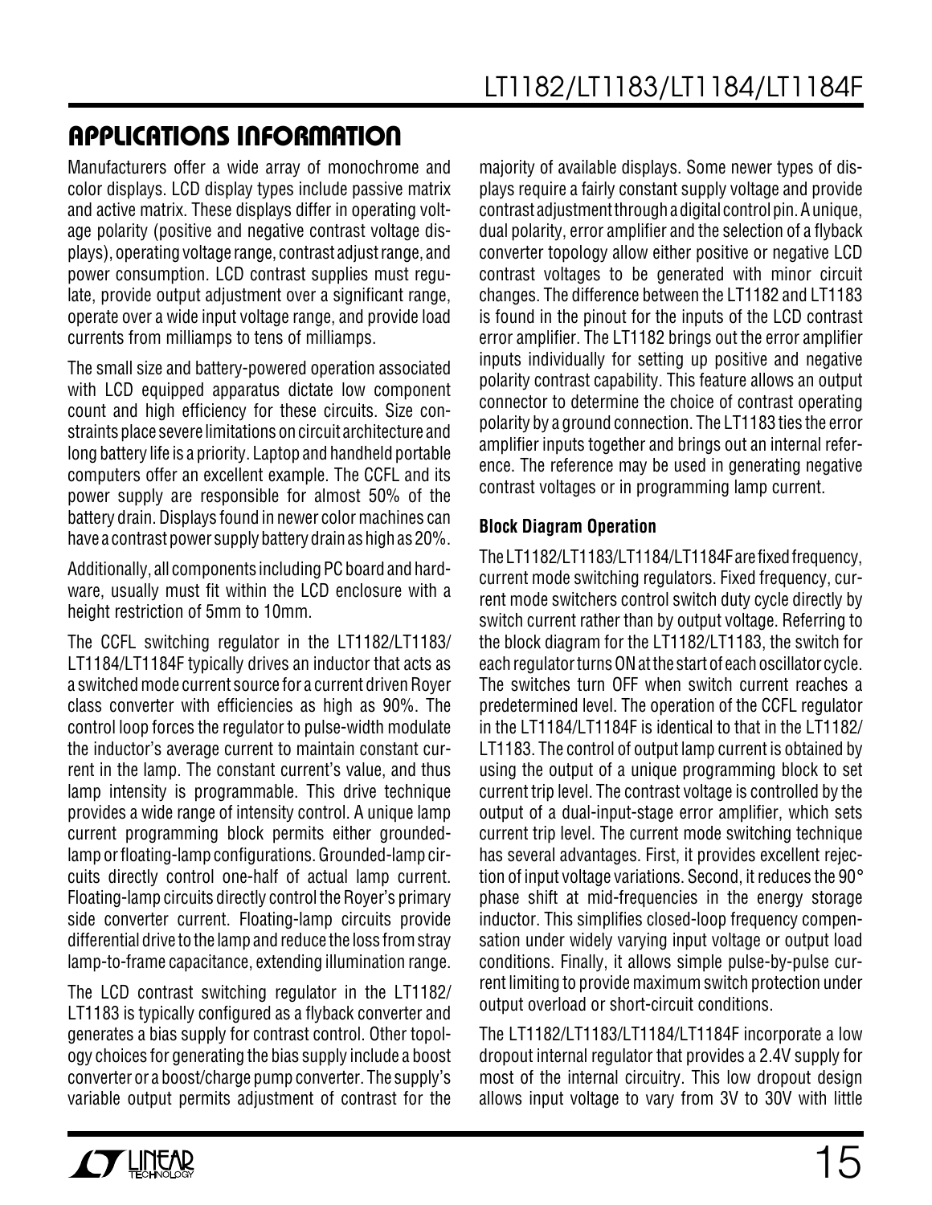## APPLICATIONS INFORMATION

Manufacturers offer a wide array of monochrome and color displays. LCD display types include passive matrix and active matrix. These displays differ in operating voltage polarity (positive and negative contrast voltage displays), operating voltage range, contrast adjust range, and power consumption. LCD contrast supplies must regulate, provide output adjustment over a significant range, operate over a wide input voltage range, and provide load currents from milliamps to tens of milliamps.

The small size and battery-powered operation associated with LCD equipped apparatus dictate low component count and high efficiency for these circuits. Size constraints place severe limitations on circuit architecture and long battery life is a priority. Laptop and handheld portable computers offer an excellent example. The CCFL and its power supply are responsible for almost 50% of the battery drain. Displays found in newer color machines can have a contrast power supply battery drain as high as 20%.

Additionally, all components including PC board and hardware, usually must fit within the LCD enclosure with a height restriction of 5mm to 10mm.

The CCFL switching regulator in the LT1182/LT1183/LT1184/LT1184F typically drives an inductor that acts as a switched mode current source for a current driven Royer class converter with efficiencies as high as 90%. The control loop forces the regulator to pulse-width modulate the inductor's average current to maintain constant current in the lamp. The constant current's value, and thus lamp intensity is programmable. This drive technique provides a wide range of intensity control. A unique lamp current programming block permits either grounded-lamp or floating-lamp configurations. Grounded-lamp circuits directly control one-half of actual lamp current. Floating-lamp circuits directly control the Royer's primary side converter current. Floating-lamp circuits provide differential drive to the lamp and reduce the loss from stray lamp-to-frame capacitance, extending illumination range.

The LCD contrast switching regulator in the LT1182/LT1183 is typically configured as a flyback converter and generates a bias supply for contrast control. Other topology choices for generating the bias supply include a boost converter or a boost/charge pump converter. The supply's variable output permits adjustment of contrast for the majority of available displays. Some newer types of displays require a fairly constant supply voltage and provide contrast adjustment through a digital control pin. A unique, dual polarity, error amplifier and the selection of a flyback converter topology allow either positive or negative LCD contrast voltages to be generated with minor circuit changes. The difference between the LT1182 and LT1183 is found in the pinout for the inputs of the LCD contrast error amplifier. The LT1182 brings out the error amplifier inputs individually for setting up positive and negative polarity contrast capability. This feature allows an output connector to determine the choice of contrast operating polarity by a ground connection. The LT1183 ties the error amplifier inputs together and brings out an internal reference. The reference may be used in generating negative contrast voltages or in programming lamp current.

**Block Diagram Operation**

The LT1182/LT1183/LT1184/LT1184F are fixed frequency, current mode switching regulators. Fixed frequency, current mode switchers control switch duty cycle directly by switch current rather than by output voltage. Referring to the block diagram for the LT1182/LT1183, the switch for each regulator turns ON at the start of each oscillator cycle. The switches turn OFF when switch current reaches a predetermined level. The operation of the CCFL regulator in the LT1184/LT1184F is identical to that in the LT1182/LT1183. The control of output lamp current is obtained by using the output of a unique programming block to set current trip level. The contrast voltage is controlled by the output of a dual-input-stage error amplifier, which sets current trip level. The current mode switching technique has several advantages. First, it provides excellent rejection of input voltage variations. Second, it reduces the 90° phase shift at mid-frequencies in the energy storage inductor. This simplifies closed-loop frequency compensation under widely varying input voltage or output load conditions. Finally, it allows simple pulse-by-pulse current limiting to provide maximum switch protection under output overload or short-circuit conditions.

The LT1182/LT1183/LT1184/LT1184F incorporate a low dropout internal regulator that provides a 2.4V supply for most of the internal circuitry. This low dropout design allows input voltage to vary from 3V to 30V with little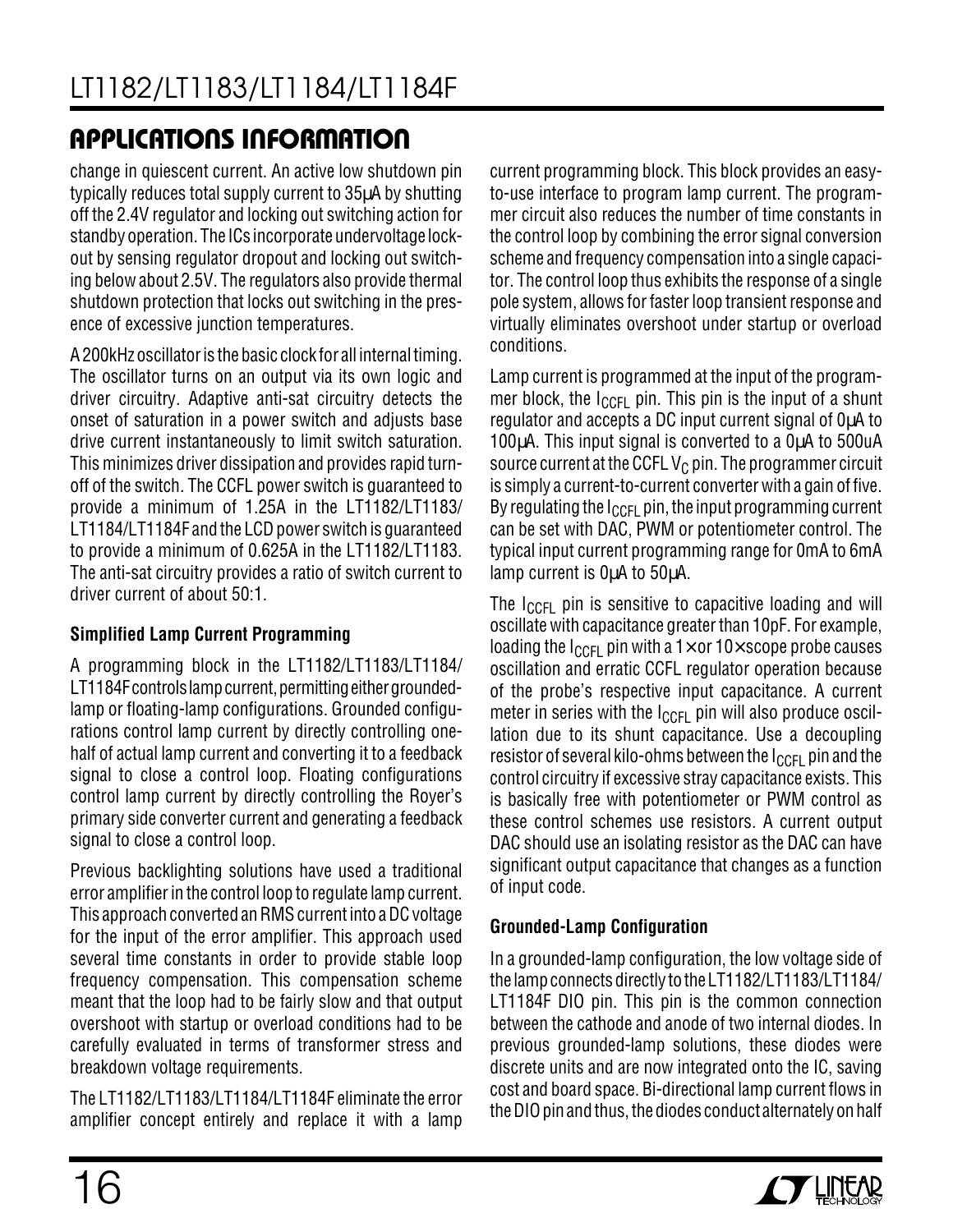## APPLICATIONS INFORMATION

change in quiescent current. An active low shutdown pin typically reduces total supply current to 35μA by shutting off the 2.4V regulator and locking out switching action for standby operation. The ICs incorporate undervoltage lockout by sensing regulator dropout and locking out switching below about 2.5V. The regulators also provide thermal shutdown protection that locks out switching in the presence of excessive junction temperatures.

A 200kHz oscillator is the basic clock for all internal timing. The oscillator turns on an output via its own logic and driver circuitry. Adaptive anti-sat circuitry detects the onset of saturation in a power switch and adjusts base drive current instantaneously to limit switch saturation. This minimizes driver dissipation and provides rapid turn-off of the switch. The CCFL power switch is guaranteed to provide a minimum of 1.25A in the LT1182/LT1183/LT1184/LT1184F and the LCD power switch is guaranteed to provide a minimum of 0.625A in the LT1182/LT1183. The anti-sat circuitry provides a ratio of switch current to driver current of about 50:1.

### Simplified Lamp Current Programming

A programming block in the LT1182/LT1183/LT1184/LT1184F controls lamp current, permitting either grounded-lamp or floating-lamp configurations. Grounded configurations control lamp current by directly controlling one-half of actual lamp current and converting it to a feedback signal to close a control loop. Floating configurations control lamp current by directly controlling the Royer's primary side converter current and generating a feedback signal to close a control loop.

Previous backlighting solutions have used a traditional error amplifier in the control loop to regulate lamp current. This approach converted an RMS current into a DC voltage for the input of the error amplifier. This approach used several time constants in order to provide stable loop frequency compensation. This compensation scheme meant that the loop had to be fairly slow and that output overshoot with startup or overload conditions had to be carefully evaluated in terms of transformer stress and breakdown voltage requirements.

The LT1182/LT1183/LT1184/LT1184F eliminate the error amplifier concept entirely and replace it with a lamp current programming block. This block provides an easy-to-use interface to program lamp current. The programmer circuit also reduces the number of time constants in the control loop by combining the error signal conversion scheme and frequency compensation into a single capacitor. The control loop thus exhibits the response of a single pole system, allows for faster loop transient response and virtually eliminates overshoot under startup or overload conditions.

Lamp current is programmed at the input of the programmer block, the $I_{CCFL}$ pin. This pin is the input of a shunt regulator and accepts a DC input current signal of 0μA to 100μA. This input signal is converted to a 0μA to 500uA source current at the CCFL $V_C$ pin. The programmer circuit is simply a current-to-current converter with a gain of five. By regulating the $I_{CCFL}$ pin, the input programming current can be set with DAC, PWM or potentiometer control. The typical input current programming range for 0mA to 6mA lamp current is 0μA to 50μA.

The $I_{CCFL}$ pin is sensitive to capacitive loading and will oscillate with capacitance greater than 10pF. For example, loading the $I_{CCFL}$ pin with a 1× or 10× scope probe causes oscillation and erratic CCFL regulator operation because of the probe's respective input capacitance. A current meter in series with the $I_{CCFL}$ pin will also produce oscillation due to its shunt capacitance. Use a decoupling resistor of several kilo-ohms between the $I_{CCFL}$ pin and the control circuitry if excessive stray capacitance exists. This is basically free with potentiometer or PWM control as these control schemes use resistors. A current output DAC should use an isolating resistor as the DAC can have significant output capacitance that changes as a function of input code.

### Grounded-Lamp Configuration

In a grounded-lamp configuration, the low voltage side of the lamp connects directly to the LT1182/LT1183/LT1184/LT1184F DIO pin. This pin is the common connection between the cathode and anode of two internal diodes. In previous grounded-lamp solutions, these diodes were discrete units and are now integrated onto the IC, saving cost and board space. Bi-directional lamp current flows in the DIO pin and thus, the diodes conduct alternately on half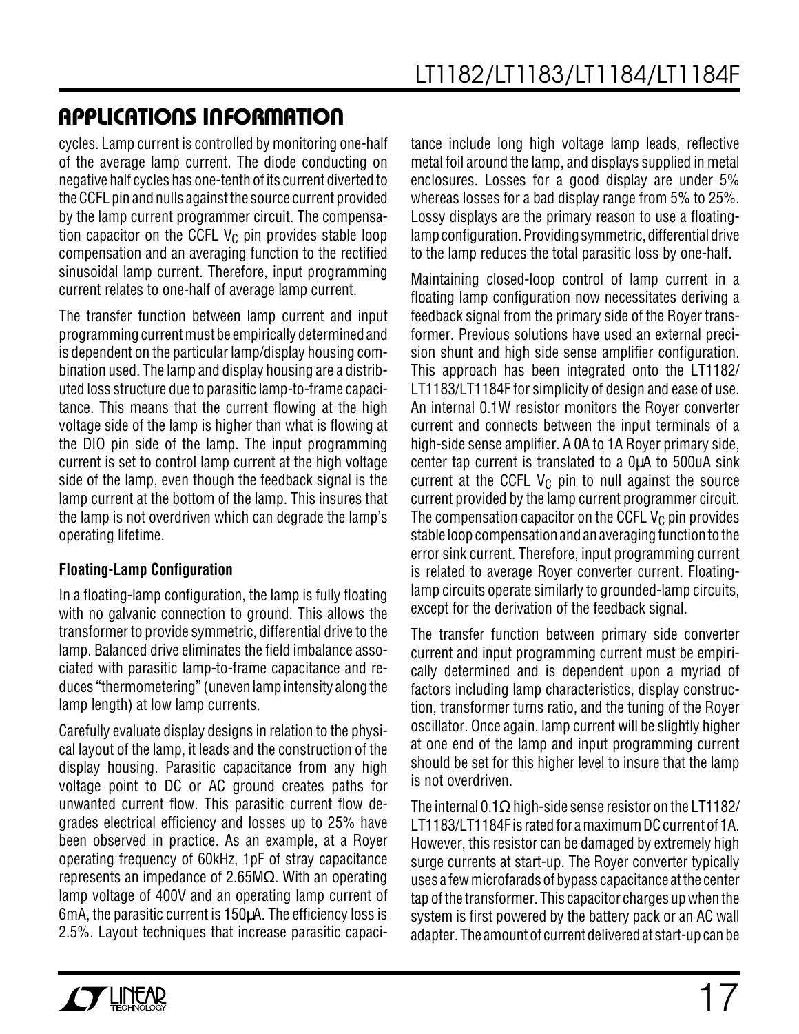## APPLICATIONS INFORMATION

cycles. Lamp current is controlled by monitoring one-half of the average lamp current. The diode conducting on negative half cycles has one-tenth of its current diverted to the CCFL pin and nulls against the source current provided by the lamp current programmer circuit. The compensation capacitor on the CCFL $V_C$ pin provides stable loop compensation and an averaging function to the rectified sinusoidal lamp current. Therefore, input programming current relates to one-half of average lamp current.

The transfer function between lamp current and input programming current must be empirically determined and is dependent on the particular lamp/display housing combination used. The lamp and display housing are a distributed loss structure due to parasitic lamp-to-frame capacitance. This means that the current flowing at the high voltage side of the lamp is higher than what is flowing at the DIO pin side of the lamp. The input programming current is set to control lamp current at the high voltage side of the lamp, even though the feedback signal is the lamp current at the bottom of the lamp. This insures that the lamp is not overdriven which can degrade the lamp's operating lifetime.

### Floating-Lamp Configuration

In a floating-lamp configuration, the lamp is fully floating with no galvanic connection to ground. This allows the transformer to provide symmetric, differential drive to the lamp. Balanced drive eliminates the field imbalance associated with parasitic lamp-to-frame capacitance and reduces "thermometering" (uneven lamp intensity along the lamp length) at low lamp currents.

Carefully evaluate display designs in relation to the physical layout of the lamp, it leads and the construction of the display housing. Parasitic capacitance from any high voltage point to DC or AC ground creates paths for unwanted current flow. This parasitic current flow degrades electrical efficiency and losses up to 25% have been observed in practice. As an example, at a Royer operating frequency of 60kHz, 1pF of stray capacitance represents an impedance of 2.65MΩ. With an operating lamp voltage of 400V and an operating lamp current of 6mA, the parasitic current is 150μA. The efficiency loss is 2.5%. Layout techniques that increase parasitic capacitance include long high voltage lamp leads, reflective metal foil around the lamp, and displays supplied in metal enclosures. Losses for a good display are under 5% whereas losses for a bad display range from 5% to 25%. Lossy displays are the primary reason to use a floating-lamp configuration. Providing symmetric, differential drive to the lamp reduces the total parasitic loss by one-half.

Maintaining closed-loop control of lamp current in a floating lamp configuration now necessitates deriving a feedback signal from the primary side of the Royer transformer. Previous solutions have used an external precision shunt and high side sense amplifier configuration. This approach has been integrated onto the LT1182/LT1183/LT1184F for simplicity of design and ease of use. An internal 0.1W resistor monitors the Royer converter current and connects between the input terminals of a high-side sense amplifier. A 0A to 1A Royer primary side, center tap current is translated to a 0μA to 500uA sink current at the CCFL $V_C$ pin to null against the source current provided by the lamp current programmer circuit. The compensation capacitor on the CCFL $V_C$ pin provides stable loop compensation and an averaging function to the error sink current. Therefore, input programming current is related to average Royer converter current. Floating-lamp circuits operate similarly to grounded-lamp circuits, except for the derivation of the feedback signal.

The transfer function between primary side converter current and input programming current must be empirically determined and is dependent upon a myriad of factors including lamp characteristics, display construction, transformer turns ratio, and the tuning of the Royer oscillator. Once again, lamp current will be slightly higher at one end of the lamp and input programming current should be set for this higher level to insure that the lamp is not overdriven.

The internal 0.1Ω high-side sense resistor on the LT1182/LT1183/LT1184F is rated for a maximum DC current of 1A. However, this resistor can be damaged by extremely high surge currents at start-up. The Royer converter typically uses a few microfarads of bypass capacitance at the center tap of the transformer. This capacitor charges up when the system is first powered by the battery pack or an AC wall adapter. The amount of current delivered at start-up can be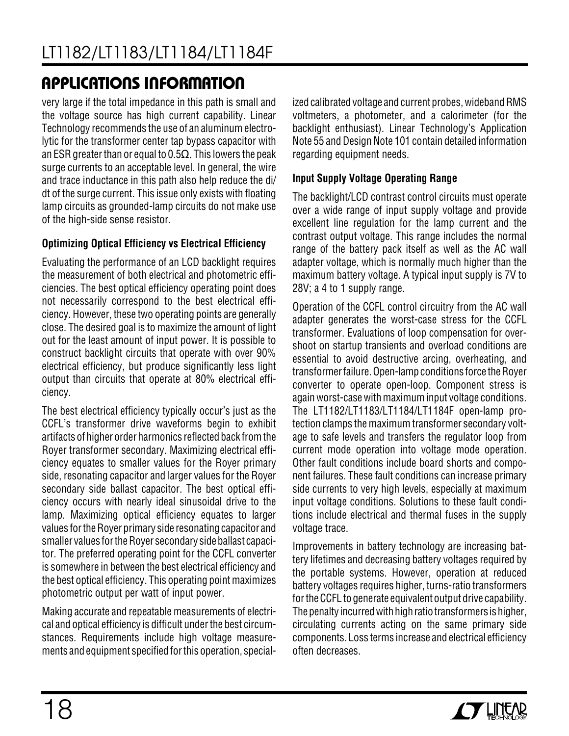## APPLICATIONS INFORMATION

very large if the total impedance in this path is small and the voltage source has high current capability. Linear Technology recommends the use of an aluminum electrolytic for the transformer center tap bypass capacitor with an ESR greater than or equal to 0.5Ω. This lowers the peak surge currents to an acceptable level. In general, the wire and trace inductance in this path also help reduce the di/dt of the surge current. This issue only exists with floating lamp circuits as grounded-lamp circuits do not make use of the high-side sense resistor.

**Optimizing Optical Efficiency vs Electrical Efficiency**

Evaluating the performance of an LCD backlight requires the measurement of both electrical and photometric efficiencies. The best optical efficiency operating point does not necessarily correspond to the best electrical efficiency. However, these two operating points are generally close. The desired goal is to maximize the amount of light out for the least amount of input power. It is possible to construct backlight circuits that operate with over 90% electrical efficiency, but produce significantly less light output than circuits that operate at 80% electrical efficiency.

The best electrical efficiency typically occur's just as the CCFL's transformer drive waveforms begin to exhibit artifacts of higher order harmonics reflected back from the Royer transformer secondary. Maximizing electrical efficiency equates to smaller values for the Royer primary side, resonating capacitor and larger values for the Royer secondary side ballast capacitor. The best optical efficiency occurs with nearly ideal sinusoidal drive to the lamp. Maximizing optical efficiency equates to larger values for the Royer primary side resonating capacitor and smaller values for the Royer secondary side ballast capacitor. The preferred operating point for the CCFL converter is somewhere in between the best electrical efficiency and the best optical efficiency. This operating point maximizes photometric output per watt of input power.

Making accurate and repeatable measurements of electrical and optical efficiency is difficult under the best circumstances. Requirements include high voltage measurements and equipment specified for this operation, specialized calibrated voltage and current probes, wideband RMS voltmeters, a photometer, and a calorimeter (for the backlight enthusiast). Linear Technology's Application Note 55 and Design Note 101 contain detailed information regarding equipment needs.

**Input Supply Voltage Operating Range**

The backlight/LCD contrast control circuits must operate over a wide range of input supply voltage and provide excellent line regulation for the lamp current and the contrast output voltage. This range includes the normal range of the battery pack itself as well as the AC wall adapter voltage, which is normally much higher than the maximum battery voltage. A typical input supply is 7V to 28V; a 4 to 1 supply range.

Operation of the CCFL control circuitry from the AC wall adapter generates the worst-case stress for the CCFL transformer. Evaluations of loop compensation for overshoot on startup transients and overload conditions are essential to avoid destructive arcing, overheating, and transformer failure. Open-lamp conditions force the Royer converter to operate open-loop. Component stress is again worst-case with maximum input voltage conditions. The LT1182/LT1183/LT1184/LT1184F open-lamp protection clamps the maximum transformer secondary voltage to safe levels and transfers the regulator loop from current mode operation into voltage mode operation. Other fault conditions include board shorts and component failures. These fault conditions can increase primary side currents to very high levels, especially at maximum input voltage conditions. Solutions to these fault conditions include electrical and thermal fuses in the supply voltage trace.

Improvements in battery technology are increasing battery lifetimes and decreasing battery voltages required by the portable systems. However, operation at reduced battery voltages requires higher, turns-ratio transformers for the CCFL to generate equivalent output drive capability. The penalty incurred with high ratio transformers is higher, circulating currents acting on the same primary side components. Loss terms increase and electrical efficiency often decreases.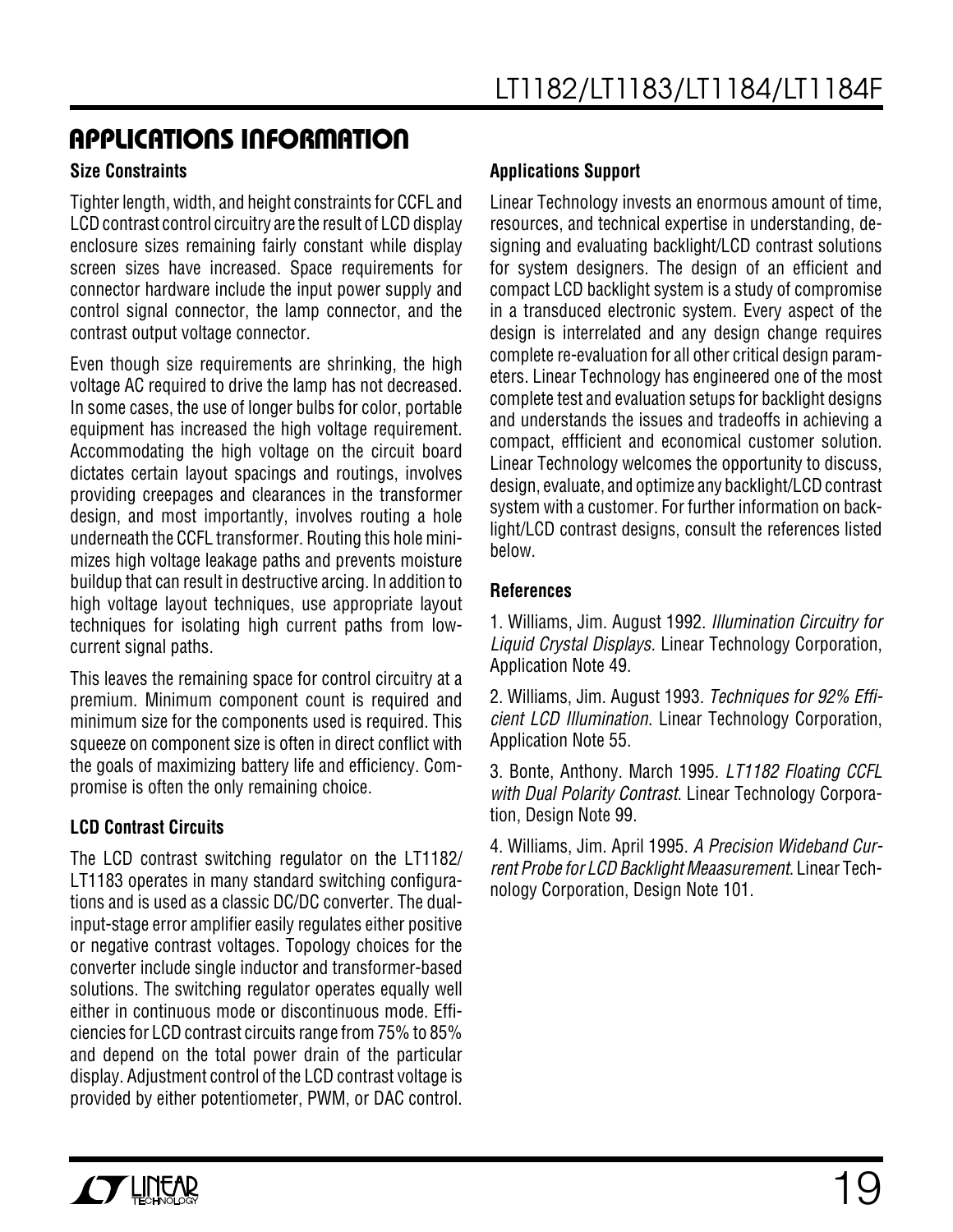## APPLICATIONS INFORMATION

### Size Constraints

Tighter length, width, and height constraints for CCFL and LCD contrast control circuitry are the result of LCD display enclosure sizes remaining fairly constant while display screen sizes have increased. Space requirements for connector hardware include the input power supply and control signal connector, the lamp connector, and the contrast output voltage connector.

Even though size requirements are shrinking, the high voltage AC required to drive the lamp has not decreased. In some cases, the use of longer bulbs for color, portable equipment has increased the high voltage requirement. Accommodating the high voltage on the circuit board dictates certain layout spacings and routings, involves providing creepages and clearances in the transformer design, and most importantly, involves routing a hole underneath the CCFL transformer. Routing this hole minimizes high voltage leakage paths and prevents moisture buildup that can result in destructive arcing. In addition to high voltage layout techniques, use appropriate layout techniques for isolating high current paths from low-current signal paths.

This leaves the remaining space for control circuitry at a premium. Minimum component count is required and minimum size for the components used is required. This squeeze on component size is often in direct conflict with the goals of maximizing battery life and efficiency. Compromise is often the only remaining choice.

### LCD Contrast Circuits

The LCD contrast switching regulator on the LT1182/LT1183 operates in many standard switching configurations and is used as a classic DC/DC converter. The dual-input-stage error amplifier easily regulates either positive or negative contrast voltages. Topology choices for the converter include single inductor and transformer-based solutions. The switching regulator operates equally well either in continuous mode or discontinuous mode. Efficiencies for LCD contrast circuits range from 75% to 85% and depend on the total power drain of the particular display. Adjustment control of the LCD contrast voltage is provided by either potentiometer, PWM, or DAC control.

### Applications Support

Linear Technology invests an enormous amount of time, resources, and technical expertise in understanding, designing and evaluating backlight/LCD contrast solutions for system designers. The design of an efficient and compact LCD backlight system is a study of compromise in a transduced electronic system. Every aspect of the design is interrelated and any design change requires complete re-evaluation for all other critical design parameters. Linear Technology has engineered one of the most complete test and evaluation setups for backlight designs and understands the issues and tradeoffs in achieving a compact, effficient and economical customer solution. Linear Technology welcomes the opportunity to discuss, design, evaluate, and optimize any backlight/LCD contrast system with a customer. For further information on backlight/LCD contrast designs, consult the references listed below.

### References

1. Williams, Jim. August 1992. *Illumination Circuitry for Liquid Crystal Displays*. Linear Technology Corporation, Application Note 49.

2. Williams, Jim. August 1993. *Techniques for 92% Efficient LCD Illumination*. Linear Technology Corporation, Application Note 55.

3. Bonte, Anthony. March 1995. *LT1182 Floating CCFL with Dual Polarity Contrast*. Linear Technology Corporation, Design Note 99.

4. Williams, Jim. April 1995. *A Precision Wideband Current Probe for LCD Backlight Meaasurement*. Linear Technology Corporation, Design Note 101.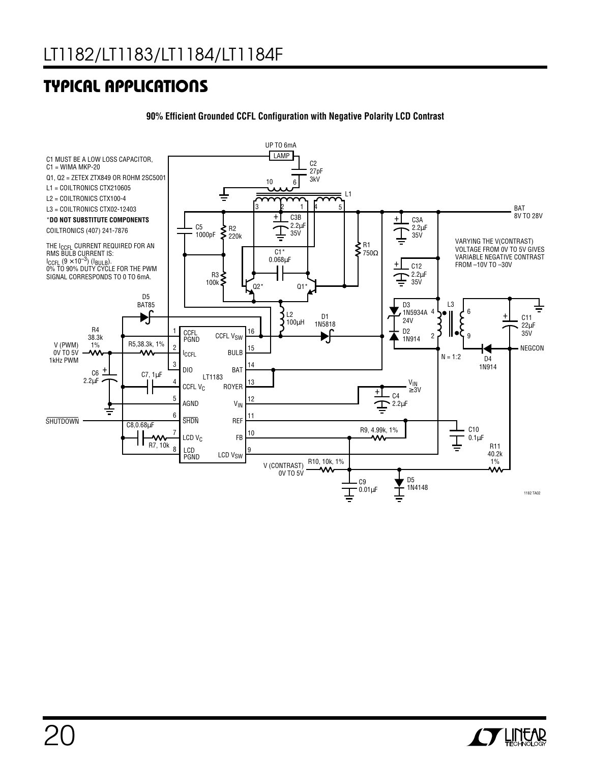## TYPICAL APPLICATIONS

**90% Efficient Grounded CCFL Configuration with Negative Polarity LCD Contrast**

C1 MUST BE A LOW LOSS CAPACITOR, C1 = WIMA MKP-20

Q1, Q2 = ZETEX ZTX849 OR ROHM 2SC5001

L1 = COILTRONICS CTX210605

L2 = COILTRONICS CTX100-4

L3 = COILTRONICS CTX02-12403

***DO NOT SUBSTITUTE COMPONENTS**

COILTRONICS (407) 241-7876

THE $I_{CCFL}$ CURRENT REQUIRED FOR AN RMS BULB CURRENT IS:
$I_{CCFL}$ $(9 \times 10^{-3})$ $(I_{BULB})$.
0% TO 90% DUTY CYCLE FOR THE PWM SIGNAL CORRESPONDS TO 0 TO 6mA.

VARYING THE V(CONTRAST) VOLTAGE FROM 0V TO 5V GIVES VARIABLE NEGATIVE CONTRAST FROM –10V TO –30V

UP TO 6mA LAMP; C2 27pF 3kV; L1; BAT 8V TO 28V; C3A 2.2µF 35V; C3B 2.2µF 35V; C5 1000pF; R2 220k; R1 750Ω; C1* 0.068µF; R3 100k; Q2*; Q1*; C12 2.2µF 35V; L2 100µH; D1 1N5818; D5 BAT85; D3 1N5934A 24V; D2 1N914; L3; N = 1:2; C11 22µF 35V; D4 1N914; NEGCON; R4 38.3k 1%; V (PWM) 0V TO 5V 1kHz PWM; R5, 38.3k, 1%; C6 2.2µF; C7, 1µF; LT1183; $V_{IN}$ ≥3V; C4 2.2µF; SHUTDOWN; C8, 0.68µF; R7, 10k; R9, 4.99k, 1%; C10 0.1µF; R11 40.2k 1%; V (CONTRAST) 0V TO 5V; R10, 10k, 1%; C9 0.01µF; D5 1N4148

LT1183 pins: 1 CCFL PGND; 2 $I_{CCFL}$; 3 DIO; 4 CCFL $V_C$; 5 AGND; 6 $\overline{SHDN}$; 7 LCD $V_C$; 8 LCD PGND; 9 LCD $V_{SW}$; 10 FB; 11 REF; 12 $V_{IN}$; 13 ROYER; 14 BAT; 15 BULB; 16 CCFL $V_{SW}$

1182 TA02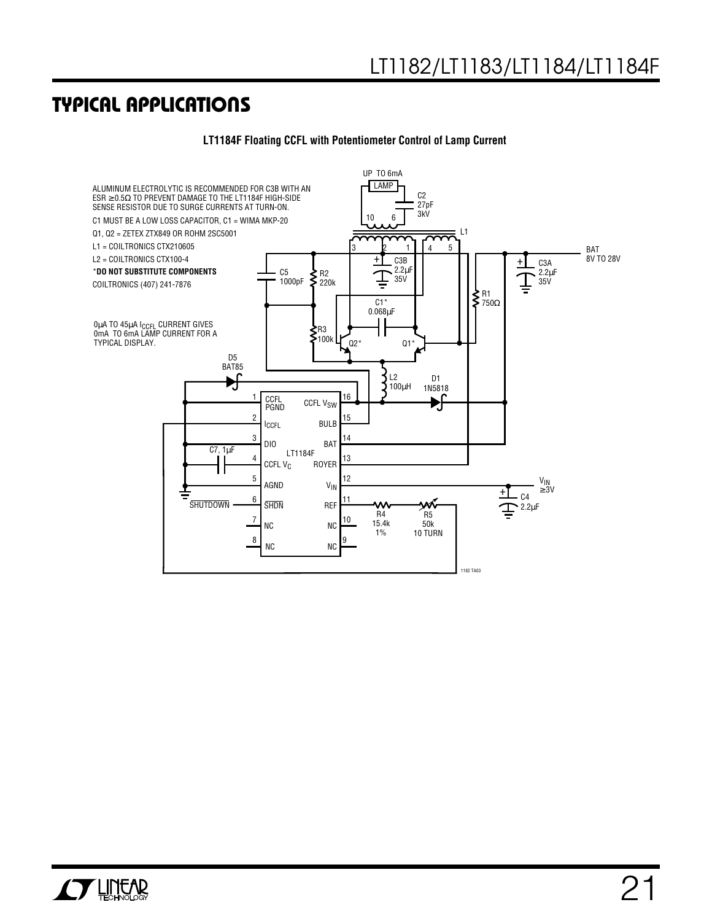## TYPICAL APPLICATIONS

**LT1184F Floating CCFL with Potentiometer Control of Lamp Current**

ALUMINUM ELECTROLYTIC IS RECOMMENDED FOR C3B WITH AN ESR ≥0.5Ω TO PREVENT DAMAGE TO THE LT1184F HIGH-SIDE SENSE RESISTOR DUE TO SURGE CURRENTS AT TURN-ON.

C1 MUST BE A LOW LOSS CAPACITOR, C1 = WIMA MKP-20

Q1, Q2 = ZETEX ZTX849 OR ROHM 2SC5001

L1 = COILTRONICS CTX210605

L2 = COILTRONICS CTX100-4

***DO NOT SUBSTITUTE COMPONENTS**

COILTRONICS (407) 241-7876

0μA TO 45μA $I_{CCFL}$ CURRENT GIVES 0mA TO 6mA LAMP CURRENT FOR A TYPICAL DISPLAY.

1182 TA03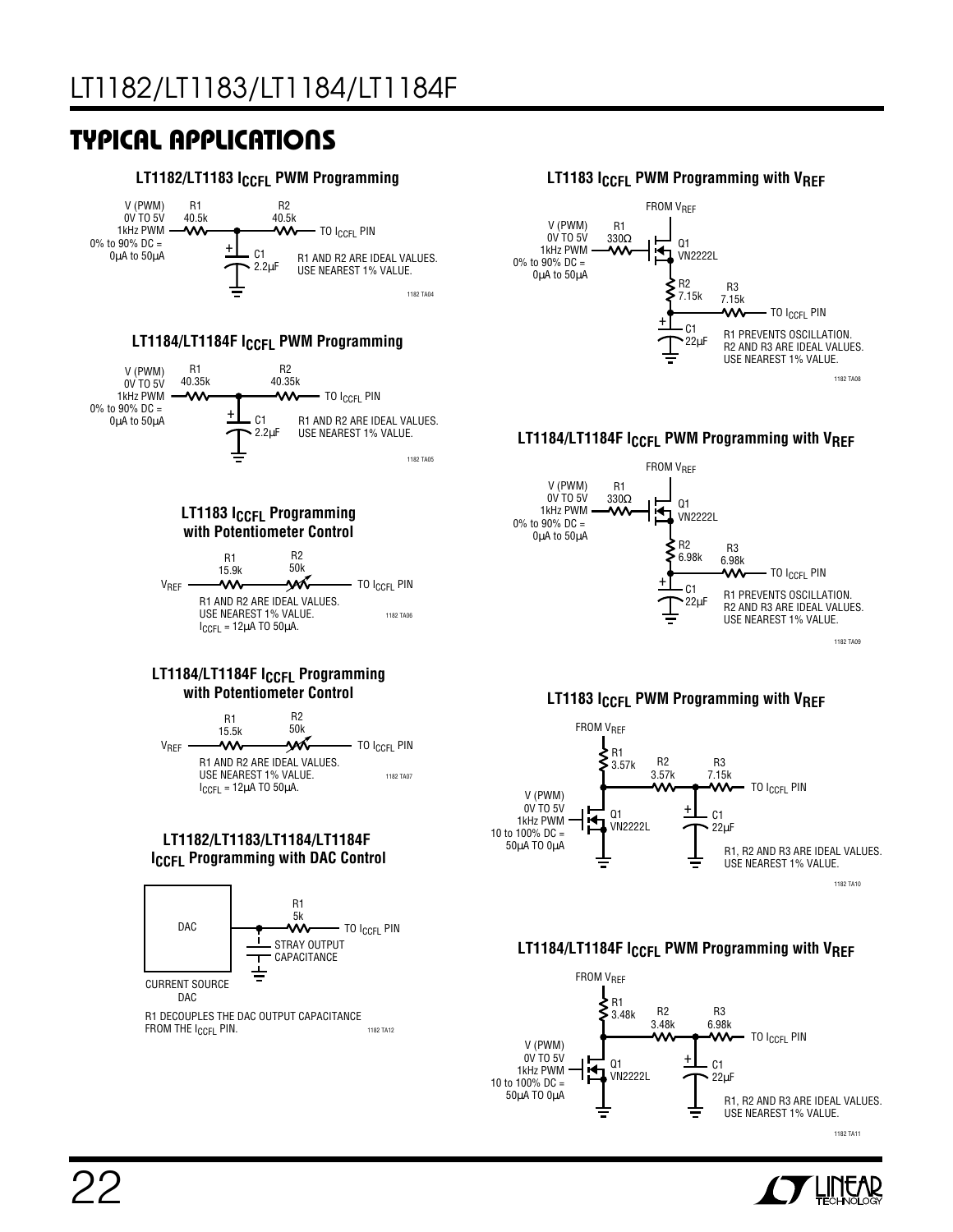## TYPICAL APPLICATIONS

**LT1182/LT1183 $I_{CCFL}$ PWM Programming**

V (PWM) 0V TO 5V 1kHz PWM 0% to 90% DC = 0μA to 50μA

R1 40.5k — R2 40.5k — TO $I_{CCFL}$ PIN

C1 2.2μF

R1 AND R2 ARE IDEAL VALUES. USE NEAREST 1% VALUE.

1182 TA04

**LT1184/LT1184F $I_{CCFL}$ PWM Programming**

V (PWM) 0V TO 5V 1kHz PWM 0% to 90% DC = 0μA to 50μA

R1 40.35k — R2 40.35k — TO $I_{CCFL}$ PIN

C1 2.2μF

R1 AND R2 ARE IDEAL VALUES. USE NEAREST 1% VALUE.

1182 TA05

**LT1183 $I_{CCFL}$ Programming with Potentiometer Control**

$V_{REF}$ — R1 15.9k — R2 50k — TO $I_{CCFL}$ PIN

R1 AND R2 ARE IDEAL VALUES. USE NEAREST 1% VALUE. $I_{CCFL}$ = 12μA TO 50μA.

1182 TA06

**LT1184/LT1184F $I_{CCFL}$ Programming with Potentiometer Control**

$V_{REF}$ — R1 15.5k — R2 50k — TO $I_{CCFL}$ PIN

R1 AND R2 ARE IDEAL VALUES. USE NEAREST 1% VALUE. $I_{CCFL}$ = 12μA TO 50μA.

1182 TA07

**LT1182/LT1183/LT1184/LT1184F $I_{CCFL}$ Programming with DAC Control**

DAC — R1 5k — TO $I_{CCFL}$ PIN

STRAY OUTPUT CAPACITANCE

CURRENT SOURCE DAC

R1 DECOUPLES THE DAC OUTPUT CAPACITANCE FROM THE $I_{CCFL}$ PIN.

1182 TA12

**LT1183 $I_{CCFL}$ PWM Programming with $V_{REF}$**

FROM $V_{REF}$

V (PWM) 0V TO 5V 1kHz PWM 0% to 90% DC = 0μA to 50μA

R1 330Ω, Q1 VN2222L, R2 7.15k, R3 7.15k — TO $I_{CCFL}$ PIN

C1 22μF

R1 PREVENTS OSCILLATION. R2 AND R3 ARE IDEAL VALUES. USE NEAREST 1% VALUE.

1182 TA08

**LT1184/LT1184F $I_{CCFL}$ PWM Programming with $V_{REF}$**

FROM $V_{REF}$

V (PWM) 0V TO 5V 1kHz PWM 0% to 90% DC = 0μA to 50μA

R1 330Ω, Q1 VN2222L, R2 6.98k, R3 6.98k — TO $I_{CCFL}$ PIN

C1 22μF

R1 PREVENTS OSCILLATION. R2 AND R3 ARE IDEAL VALUES. USE NEAREST 1% VALUE.

1182 TA09

**LT1183 $I_{CCFL}$ PWM Programming with $V_{REF}$**

FROM $V_{REF}$

R1 3.57k, R2 3.57k, R3 7.15k — TO $I_{CCFL}$ PIN

V (PWM) 0V TO 5V 1kHz PWM 10 to 100% DC = 50μA TO 0μA

Q1 VN2222L

C1 22μF

R1, R2 AND R3 ARE IDEAL VALUES. USE NEAREST 1% VALUE.

1182 TA10

**LT1184/LT1184F $I_{CCFL}$ PWM Programming with $V_{REF}$**

FROM $V_{REF}$

R1 3.48k, R2 3.48k, R3 6.98k — TO $I_{CCFL}$ PIN

V (PWM) 0V TO 5V 1kHz PWM 10 to 100% DC = 50μA TO 0μA

Q1 VN2222L

C1 22μF

R1, R2 AND R3 ARE IDEAL VALUES. USE NEAREST 1% VALUE.

1182 TA11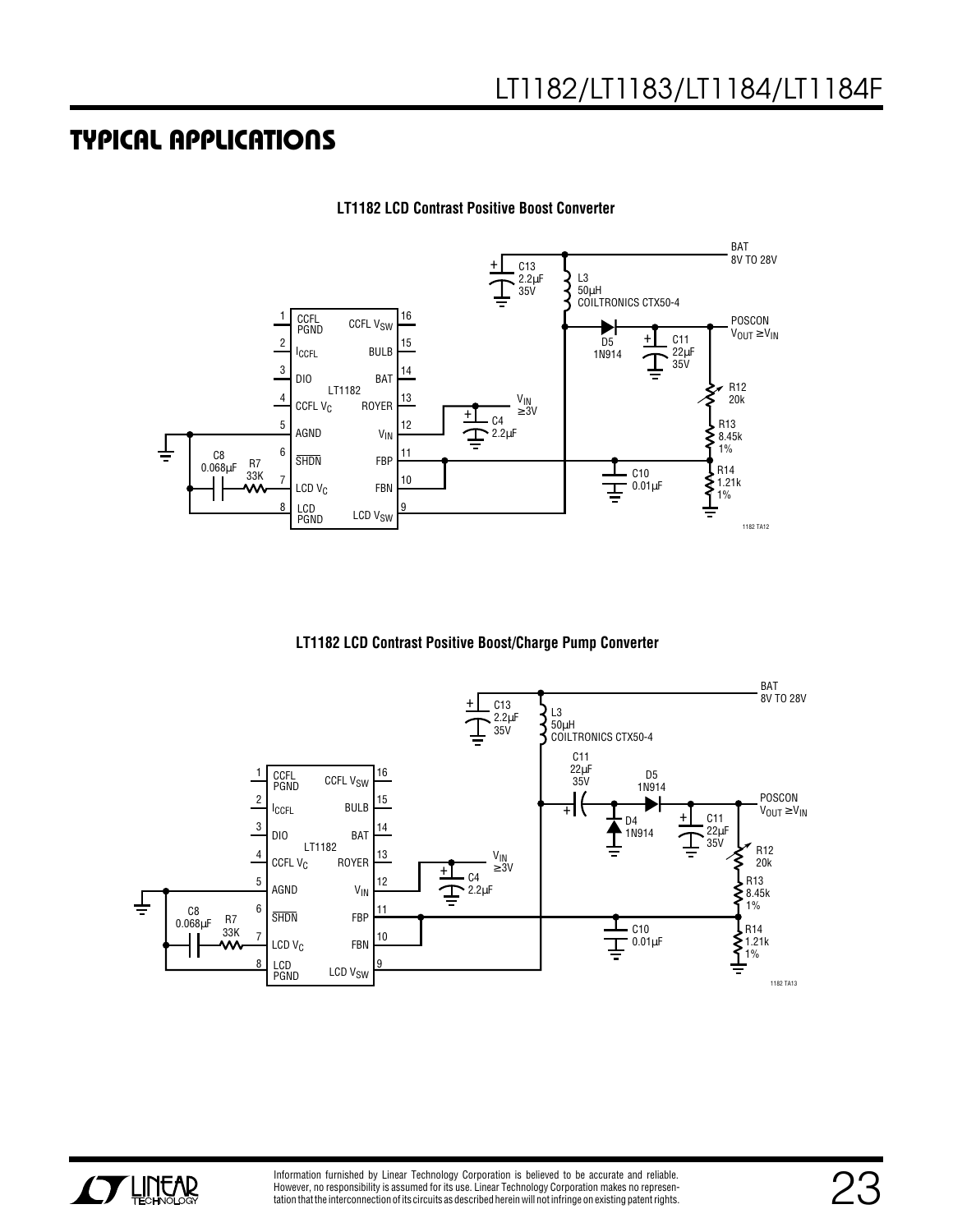## TYPICAL APPLICATIONS

**LT1182 LCD Contrast Positive Boost Converter**

**LT1182 LCD Contrast Positive Boost/Charge Pump Converter**

Information furnished by Linear Technology Corporation is believed to be accurate and reliable. However, no responsibility is assumed for its use. Linear Technology Corporation makes no representation that the interconnection of its circuits as described herein will not infringe on existing patent rights.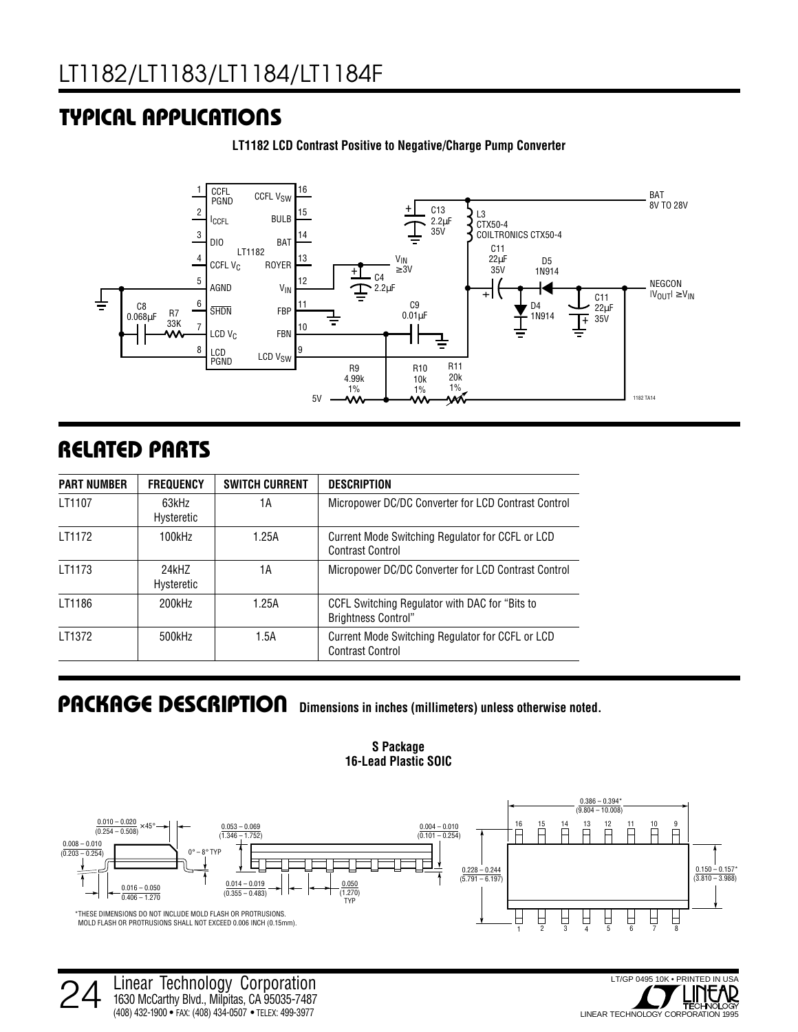## TYPICAL APPLICATIONS

**LT1182 LCD Contrast Positive to Negative/Charge Pump Converter**

1 CCFL PGND
2 $I_{CCFL}$
3 DIO
4 CCFL $V_C$
5 AGND
6 SHDN
7 LCD $V_C$
8 LCD PGND
16 CCFL $V_{SW}$
15 BULB
14 BAT
13 ROYER
12 $V_{IN}$
11 FBP
10 FBN
9 LCD $V_{SW}$
LT1182

C8 0.068µF
R7 33K
C13 2.2µF 35V
L3 CTX50-4 COILTRONICS CTX50-4
$V_{IN}$ ≥3V
C4 2.2µF
C9 0.01µF
C11 22µF 35V
D5 1N914
D4 1N914
C11 22µF 35V
BAT 8V TO 28V
NEGCON $|V_{OUT}| \geq V_{IN}$
R9 4.99k 1%
R10 10k 1%
R11 20k 1%
5V
1182 TA14

## RELATED PARTS

| PART NUMBER | FREQUENCY | SWITCH CURRENT | DESCRIPTION |
|---|---|---|---|
| LT1107 | 63kHz Hysteretic | 1A | Micropower DC/DC Converter for LCD Contrast Control |
| LT1172 | 100kHz | 1.25A | Current Mode Switching Regulator for CCFL or LCD Contrast Control |
| LT1173 | 24kHZ Hysteretic | 1A | Micropower DC/DC Converter for LCD Contrast Control |
| LT1186 | 200kHz | 1.25A | CCFL Switching Regulator with DAC for "Bits to Brightness Control" |
| LT1372 | 500kHz | 1.5A | Current Mode Switching Regulator for CCFL or LCD Contrast Control |

## PACKAGE DESCRIPTION

**Dimensions in inches (millimeters) unless otherwise noted.**

**S Package**
**16-Lead Plastic SOIC**

0.010 – 0.020 (0.254 – 0.508) × 45°
0.008 – 0.010 (0.203 – 0.254)
0° – 8° TYP
0.016 – 0.050 (0.406 – 1.270)
0.053 – 0.069 (1.346 – 1.752)
0.014 – 0.019 (0.355 – 0.483)
0.050 (1.270) TYP
0.004 – 0.010 (0.101 – 0.254)
0.386 – 0.394* (9.804 – 10.008)
0.228 – 0.244 (5.791 – 6.197)
0.150 – 0.157* (3.810 – 3.988)
16 15 14 13 12 11 10 9
1 2 3 4 5 6 7 8

*THESE DIMENSIONS DO NOT INCLUDE MOLD FLASH OR PROTRUSIONS. MOLD FLASH OR PROTRUSIONS SHALL NOT EXCEED 0.006 INCH (0.15mm).

Linear Technology Corporation
1630 McCarthy Blvd., Milpitas, CA 95035-7487
(408) 432-1900 • FAX: (408) 434-0507 • TELEX: 499-3977

LT/GP 0495 10K • PRINTED IN USA
LINEAR TECHNOLOGY CORPORATION 1995